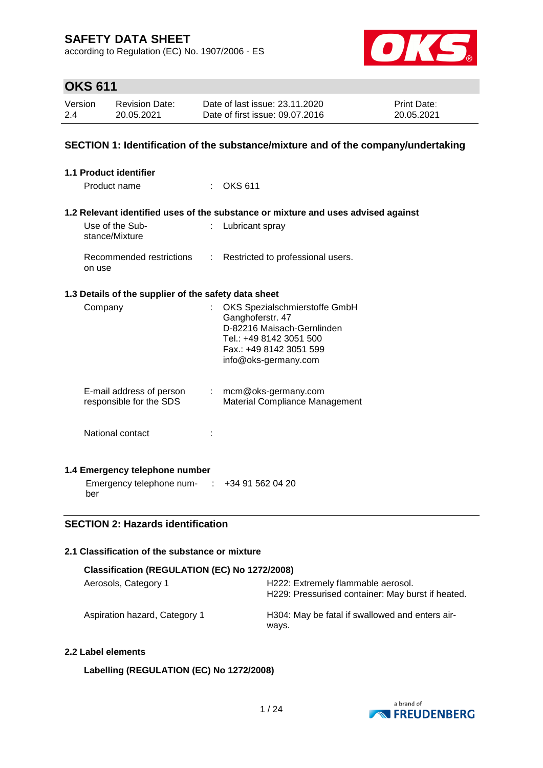# SAFETY DATA SHEET

according to Regulation (EC) No. 1907/2006 - ES

## OKS 611

| Version | Revision Date: | Date of last issue: 23.11.2020 | Print Date: |
|---|---|---|---|
| 2.4 | 20.05.2021 | Date of first issue: 09.07.2016 | 20.05.2021 |

## SECTION 1: Identification of the substance/mixture and of the company/undertaking

### 1.1 Product identifier

Product name : OKS 611

### 1.2 Relevant identified uses of the substance or mixture and uses advised against

Use of the Substance/Mixture : Lubricant spray

Recommended restrictions on use : Restricted to professional users.

### 1.3 Details of the supplier of the safety data sheet

Company : OKS Spezialschmierstoffe GmbH
Ganghoferstr. 47
D-82216 Maisach-Gernlinden
Tel.: +49 8142 3051 500
Fax.: +49 8142 3051 599
info@oks-germany.com

E-mail address of person responsible for the SDS : mcm@oks-germany.com
Material Compliance Management

National contact :

### 1.4 Emergency telephone number

Emergency telephone number : +34 91 562 04 20

## SECTION 2: Hazards identification

### 2.1 Classification of the substance or mixture

**Classification (REGULATION (EC) No 1272/2008)**

| | |
|---|---|
| Aerosols, Category 1 | H222: Extremely flammable aerosol.<br>H229: Pressurised container: May burst if heated. |
| Aspiration hazard, Category 1 | H304: May be fatal if swallowed and enters airways. |

### 2.2 Label elements

**Labelling (REGULATION (EC) No 1272/2008)**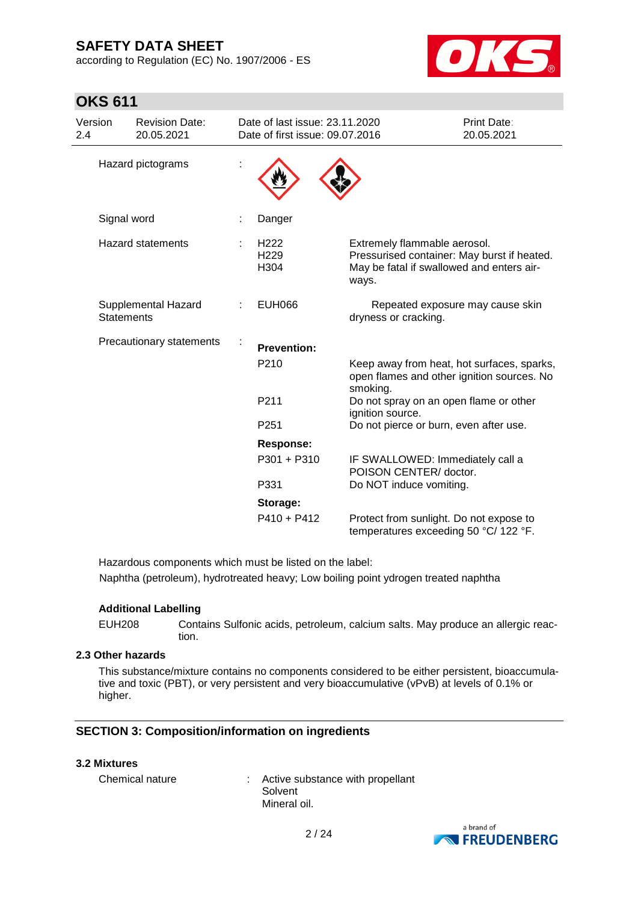| | | | |
|---|---|---|---|
| Hazard pictograms | : | | |
| Signal word | : | Danger | |
| Hazard statements | : | H222<br>H229<br>H304 | Extremely flammable aerosol.<br>Pressurised container: May burst if heated.<br>May be fatal if swallowed and enters air-ways. |
| Supplemental Hazard Statements | : | EUH066 | Repeated exposure may cause skin dryness or cracking. |
| Precautionary statements | : | **Prevention:** | |
| | | P210 | Keep away from heat, hot surfaces, sparks, open flames and other ignition sources. No smoking. |
| | | P211 | Do not spray on an open flame or other ignition source. |
| | | P251 | Do not pierce or burn, even after use. |
| | | **Response:** | |
| | | P301 + P310 | IF SWALLOWED: Immediately call a POISON CENTER/ doctor. |
| | | P331 | Do NOT induce vomiting. |
| | | **Storage:** | |
| | | P410 + P412 | Protect from sunlight. Do not expose to temperatures exceeding 50 °C/ 122 °F. |

Hazardous components which must be listed on the label:

Naphtha (petroleum), hydrotreated heavy; Low boiling point ydrogen treated naphtha

**Additional Labelling**

EUH208 Contains Sulfonic acids, petroleum, calcium salts. May produce an allergic reaction.

### 2.3 Other hazards

This substance/mixture contains no components considered to be either persistent, bioaccumulative and toxic (PBT), or very persistent and very bioaccumulative (vPvB) at levels of 0.1% or higher.

## SECTION 3: Composition/information on ingredients

### 3.2 Mixtures

Chemical nature : Active substance with propellant
Solvent
Mineral oil.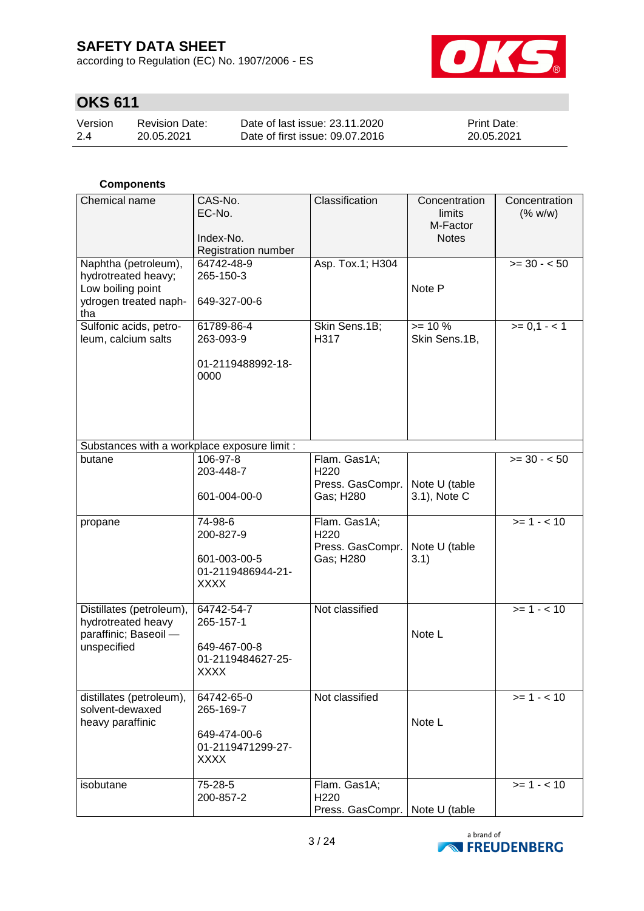**Components**

| Chemical name | CAS-No.<br>EC-No.<br><br>Index-No.<br>Registration number | Classification | Concentration limits<br>M-Factor<br>Notes | Concentration (% w/w) |
|---|---|---|---|---|
| Naphtha (petroleum), hydrotreated heavy; Low boiling point ydrogen treated naphtha | 64742-48-9<br>265-150-3<br><br>649-327-00-6 | Asp. Tox.1; H304 | <br><br>Note P | >= 30 - < 50 |
| Sulfonic acids, petroleum, calcium salts | 61789-86-4<br>263-093-9<br><br>01-2119488992-18-0000 | Skin Sens.1B; H317 | >= 10 %<br>Skin Sens.1B, | >= 0,1 - < 1 |
| Substances with a workplace exposure limit : | | | | |
| butane | 106-97-8<br>203-448-7<br><br>601-004-00-0 | Flam. Gas1A; H220<br>Press. GasCompr. Gas; H280 | <br><br>Note U (table 3.1), Note C | >= 30 - < 50 |
| propane | 74-98-6<br>200-827-9<br><br>601-003-00-5<br>01-2119486944-21-XXXX | Flam. Gas1A; H220<br>Press. GasCompr. Gas; H280 | <br><br>Note U (table 3.1) | >= 1 - < 10 |
| Distillates (petroleum), hydrotreated heavy paraffinic; Baseoil — unspecified | 64742-54-7<br>265-157-1<br><br>649-467-00-8<br>01-2119484627-25-XXXX | Not classified | <br><br>Note L | >= 1 - < 10 |
| distillates (petroleum), solvent-dewaxed heavy paraffinic | 64742-65-0<br>265-169-7<br><br>649-474-00-6<br>01-2119471299-27-XXXX | Not classified | <br><br>Note L | >= 1 - < 10 |
| isobutane | 75-28-5<br>200-857-2 | Flam. Gas1A; H220<br>Press. GasCompr. | <br><br>Note U (table | >= 1 - < 10 |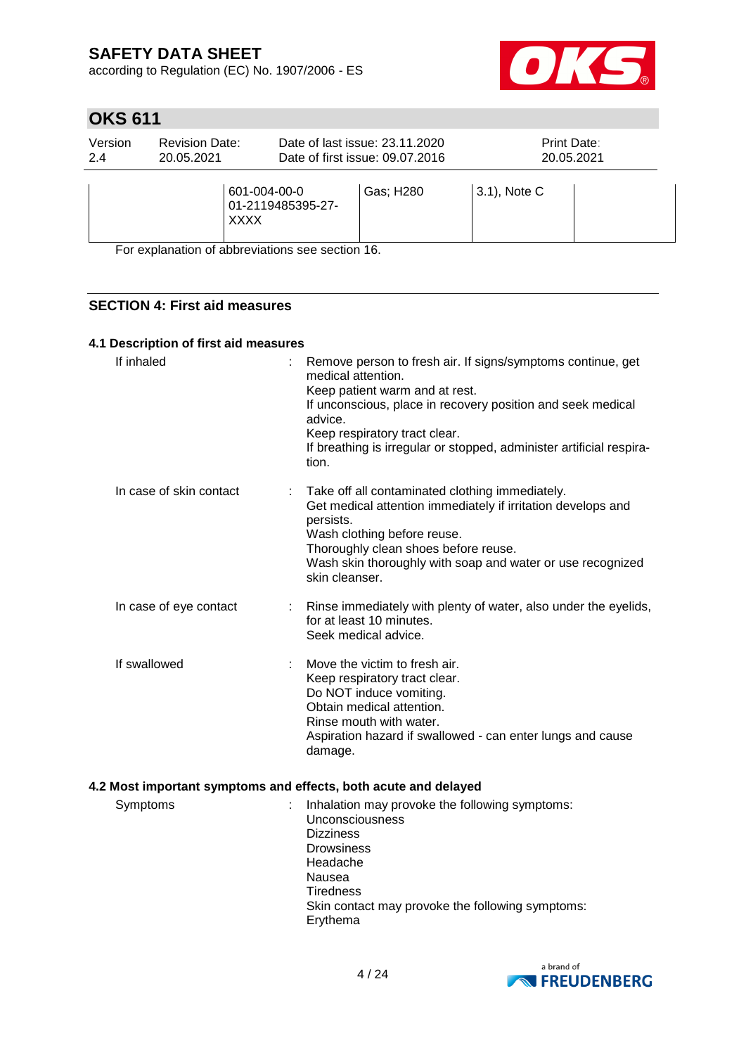| | 601-004-00-0<br>01-2119485395-27-XXXX | Gas; H280 | 3.1), Note C | |
|---|---|---|---|---|

For explanation of abbreviations see section 16.

## SECTION 4: First aid measures

### 4.1 Description of first aid measures

If inhaled : Remove person to fresh air. If signs/symptoms continue, get medical attention.
Keep patient warm and at rest.
If unconscious, place in recovery position and seek medical advice.
Keep respiratory tract clear.
If breathing is irregular or stopped, administer artificial respiration.

In case of skin contact : Take off all contaminated clothing immediately.
Get medical attention immediately if irritation develops and persists.
Wash clothing before reuse.
Thoroughly clean shoes before reuse.
Wash skin thoroughly with soap and water or use recognized skin cleanser.

In case of eye contact : Rinse immediately with plenty of water, also under the eyelids, for at least 10 minutes.
Seek medical advice.

If swallowed : Move the victim to fresh air.
Keep respiratory tract clear.
Do NOT induce vomiting.
Obtain medical attention.
Rinse mouth with water.
Aspiration hazard if swallowed - can enter lungs and cause damage.

### 4.2 Most important symptoms and effects, both acute and delayed

Symptoms : Inhalation may provoke the following symptoms:
Unconsciousness
Dizziness
Drowsiness
Headache
Nausea
Tiredness
Skin contact may provoke the following symptoms:
Erythema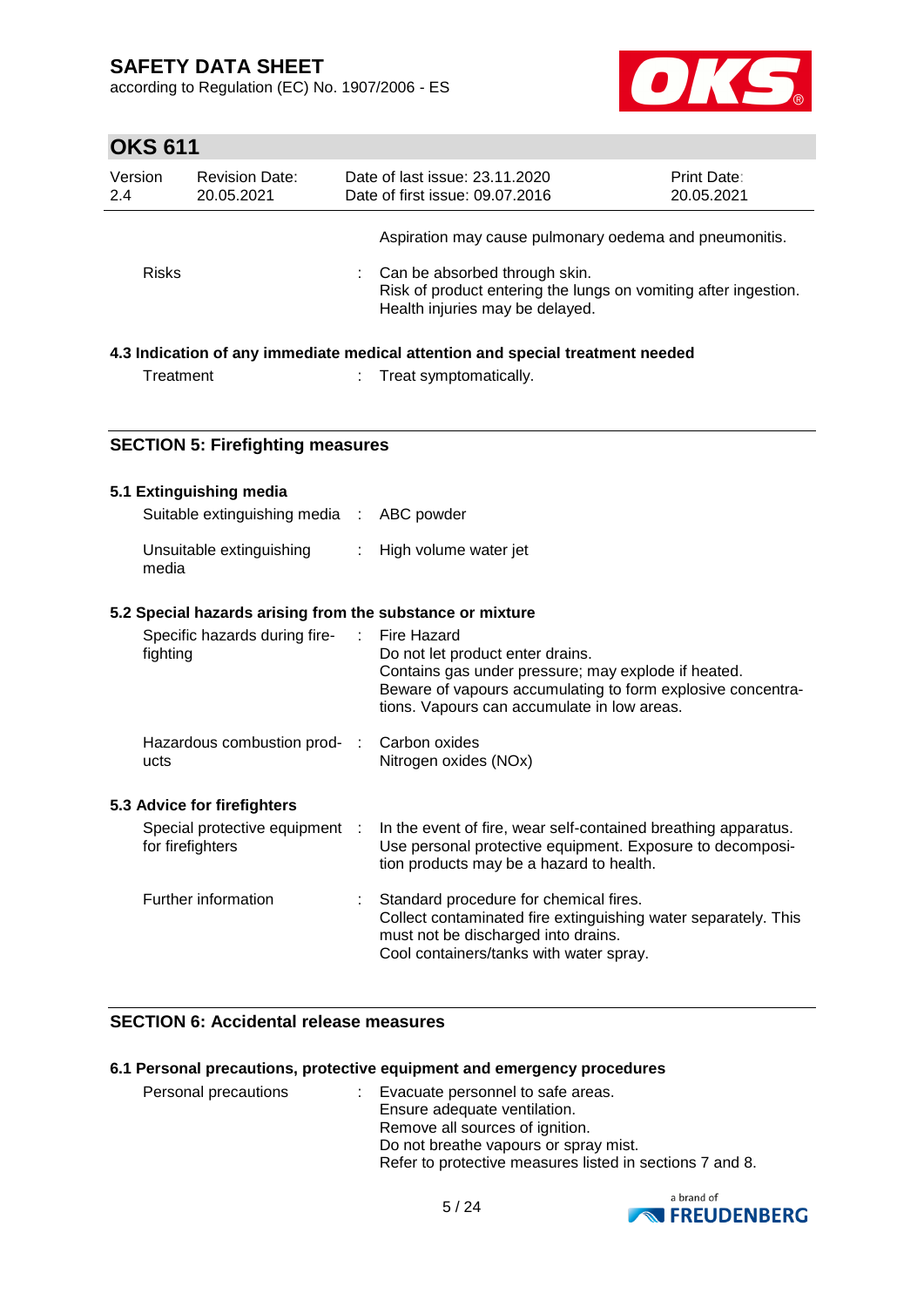Aspiration may cause pulmonary oedema and pneumonitis.

| | | |
|---|---|---|
| Risks | : | Can be absorbed through skin.<br>Risk of product entering the lungs on vomiting after ingestion.<br>Health injuries may be delayed. |

### 4.3 Indication of any immediate medical attention and special treatment needed

| | | |
|---|---|---|
| Treatment | : | Treat symptomatically. |

## SECTION 5: Firefighting measures

### 5.1 Extinguishing media

| | | |
|---|---|---|
| Suitable extinguishing media | : | ABC powder |
| Unsuitable extinguishing media | : | High volume water jet |

### 5.2 Special hazards arising from the substance or mixture

| | | |
|---|---|---|
| Specific hazards during fire-fighting | : | Fire Hazard<br>Do not let product enter drains.<br>Contains gas under pressure; may explode if heated.<br>Beware of vapours accumulating to form explosive concentrations. Vapours can accumulate in low areas. |
| Hazardous combustion products | : | Carbon oxides<br>Nitrogen oxides (NOx) |

### 5.3 Advice for firefighters

| | | |
|---|---|---|
| Special protective equipment for firefighters | : | In the event of fire, wear self-contained breathing apparatus.<br>Use personal protective equipment. Exposure to decomposition products may be a hazard to health. |
| Further information | : | Standard procedure for chemical fires.<br>Collect contaminated fire extinguishing water separately. This must not be discharged into drains.<br>Cool containers/tanks with water spray. |

## SECTION 6: Accidental release measures

### 6.1 Personal precautions, protective equipment and emergency procedures

| | | |
|---|---|---|
| Personal precautions | : | Evacuate personnel to safe areas.<br>Ensure adequate ventilation.<br>Remove all sources of ignition.<br>Do not breathe vapours or spray mist.<br>Refer to protective measures listed in sections 7 and 8. |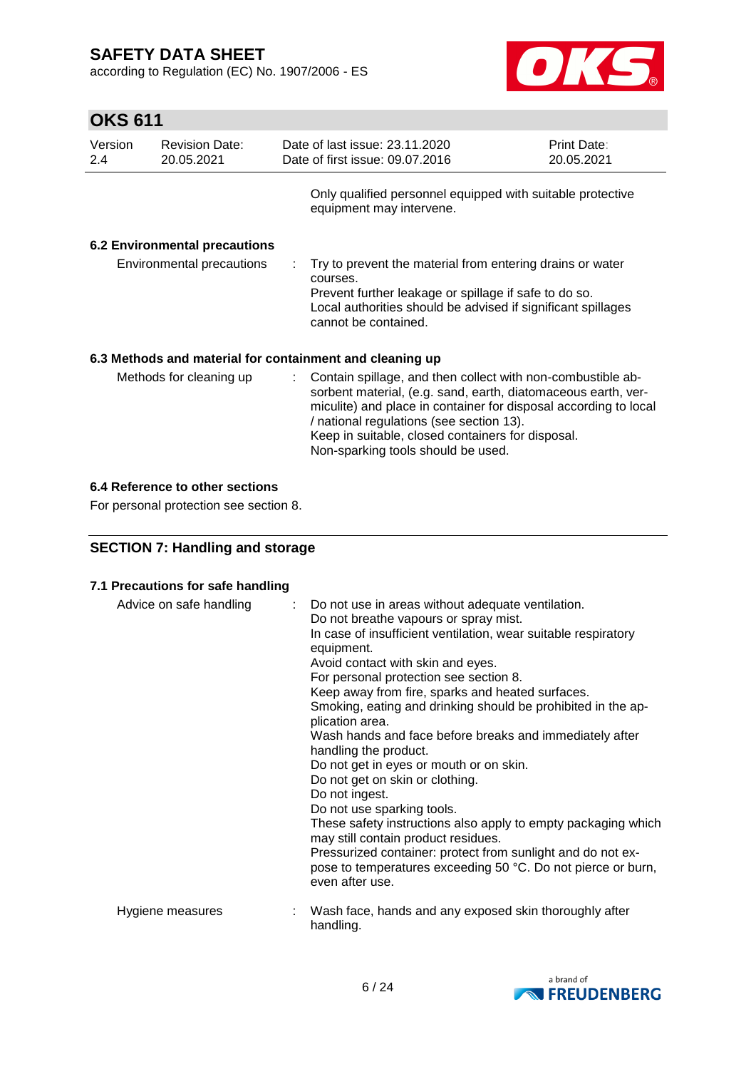Only qualified personnel equipped with suitable protective equipment may intervene.

### 6.2 Environmental precautions

| | | |
|---|---|---|
| Environmental precautions | : | Try to prevent the material from entering drains or water courses.<br>Prevent further leakage or spillage if safe to do so.<br>Local authorities should be advised if significant spillages cannot be contained. |

### 6.3 Methods and material for containment and cleaning up

| | | |
|---|---|---|
| Methods for cleaning up | : | Contain spillage, and then collect with non-combustible absorbent material, (e.g. sand, earth, diatomaceous earth, vermiculite) and place in container for disposal according to local / national regulations (see section 13).<br>Keep in suitable, closed containers for disposal.<br>Non-sparking tools should be used. |

### 6.4 Reference to other sections

For personal protection see section 8.

## SECTION 7: Handling and storage

### 7.1 Precautions for safe handling

| | | |
|---|---|---|
| Advice on safe handling | : | Do not use in areas without adequate ventilation.<br>Do not breathe vapours or spray mist.<br>In case of insufficient ventilation, wear suitable respiratory equipment.<br>Avoid contact with skin and eyes.<br>For personal protection see section 8.<br>Keep away from fire, sparks and heated surfaces.<br>Smoking, eating and drinking should be prohibited in the application area.<br>Wash hands and face before breaks and immediately after handling the product.<br>Do not get in eyes or mouth or on skin.<br>Do not get on skin or clothing.<br>Do not ingest.<br>Do not use sparking tools.<br>These safety instructions also apply to empty packaging which may still contain product residues.<br>Pressurized container: protect from sunlight and do not expose to temperatures exceeding 50 °C. Do not pierce or burn, even after use. |
| Hygiene measures | : | Wash face, hands and any exposed skin thoroughly after handling. |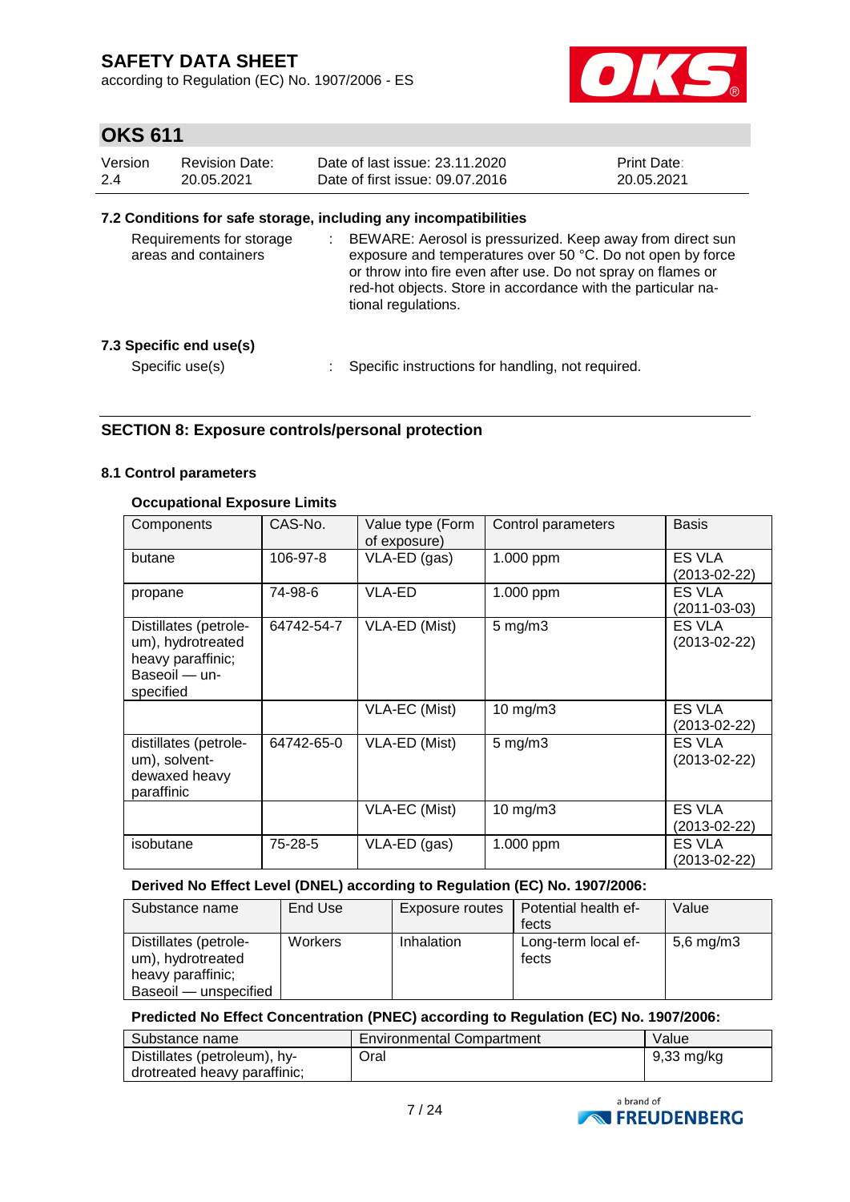### 7.2 Conditions for safe storage, including any incompatibilities

Requirements for storage areas and containers : BEWARE: Aerosol is pressurized. Keep away from direct sun exposure and temperatures over 50 °C. Do not open by force or throw into fire even after use. Do not spray on flames or red-hot objects. Store in accordance with the particular national regulations.

### 7.3 Specific end use(s)

Specific use(s) : Specific instructions for handling, not required.

## SECTION 8: Exposure controls/personal protection

### 8.1 Control parameters

**Occupational Exposure Limits**

| Components | CAS-No. | Value type (Form of exposure) | Control parameters | Basis |
|---|---|---|---|---|
| butane | 106-97-8 | VLA-ED (gas) | 1.000 ppm | ES VLA (2013-02-22) |
| propane | 74-98-6 | VLA-ED | 1.000 ppm | ES VLA (2011-03-03) |
| Distillates (petroleum), hydrotreated heavy paraffinic; Baseoil — unspecified | 64742-54-7 | VLA-ED (Mist) | 5 mg/m3 | ES VLA (2013-02-22) |
| | | VLA-EC (Mist) | 10 mg/m3 | ES VLA (2013-02-22) |
| distillates (petroleum), solvent-dewaxed heavy paraffinic | 64742-65-0 | VLA-ED (Mist) | 5 mg/m3 | ES VLA (2013-02-22) |
| | | VLA-EC (Mist) | 10 mg/m3 | ES VLA (2013-02-22) |
| isobutane | 75-28-5 | VLA-ED (gas) | 1.000 ppm | ES VLA (2013-02-22) |

**Derived No Effect Level (DNEL) according to Regulation (EC) No. 1907/2006:**

| Substance name | End Use | Exposure routes | Potential health effects | Value |
|---|---|---|---|---|
| Distillates (petroleum), hydrotreated heavy paraffinic; Baseoil — unspecified | Workers | Inhalation | Long-term local effects | 5,6 mg/m3 |

**Predicted No Effect Concentration (PNEC) according to Regulation (EC) No. 1907/2006:**

| Substance name | Environmental Compartment | Value |
|---|---|---|
| Distillates (petroleum), hydrotreated heavy paraffinic; | Oral | 9,33 mg/kg |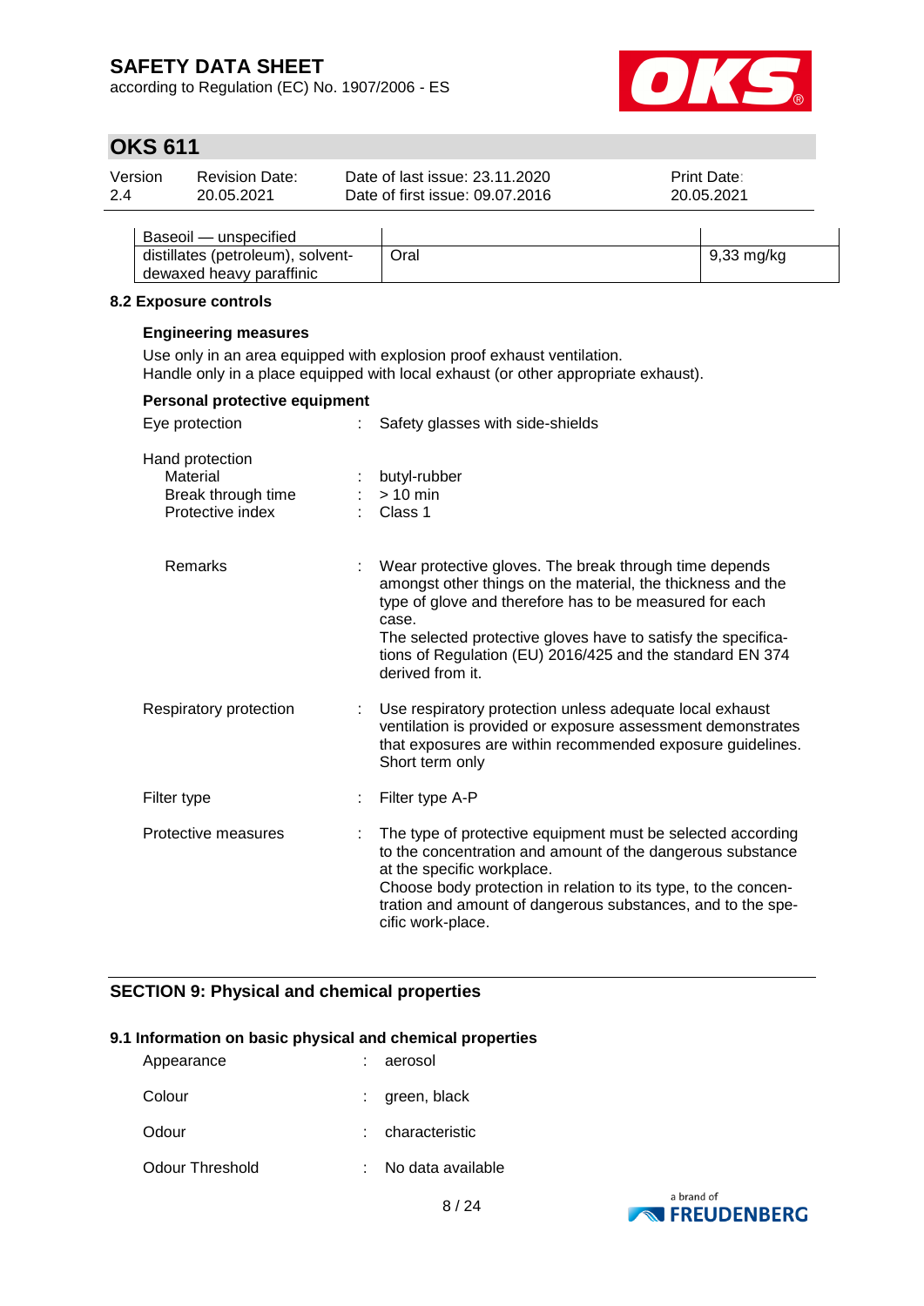| | | |
|---|---|---|
| Baseoil — unspecified | | |
| distillates (petroleum), solvent-dewaxed heavy paraffinic | Oral | 9,33 mg/kg |

**8.2 Exposure controls**

**Engineering measures**

Use only in an area equipped with explosion proof exhaust ventilation.
Handle only in a place equipped with local exhaust (or other appropriate exhaust).

**Personal protective equipment**

Eye protection : Safety glasses with side-shields

Hand protection
- Material : butyl-rubber
- Break through time : > 10 min
- Protective index : Class 1

- Remarks : Wear protective gloves. The break through time depends amongst other things on the material, the thickness and the type of glove and therefore has to be measured for each case. The selected protective gloves have to satisfy the specifications of Regulation (EU) 2016/425 and the standard EN 374 derived from it.

Respiratory protection : Use respiratory protection unless adequate local exhaust ventilation is provided or exposure assessment demonstrates that exposures are within recommended exposure guidelines. Short term only

Filter type : Filter type A-P

Protective measures : The type of protective equipment must be selected according to the concentration and amount of the dangerous substance at the specific workplace. Choose body protection in relation to its type, to the concentration and amount of dangerous substances, and to the specific work-place.

## SECTION 9: Physical and chemical properties

**9.1 Information on basic physical and chemical properties**

Appearance : aerosol

Colour : green, black

Odour : characteristic

Odour Threshold : No data available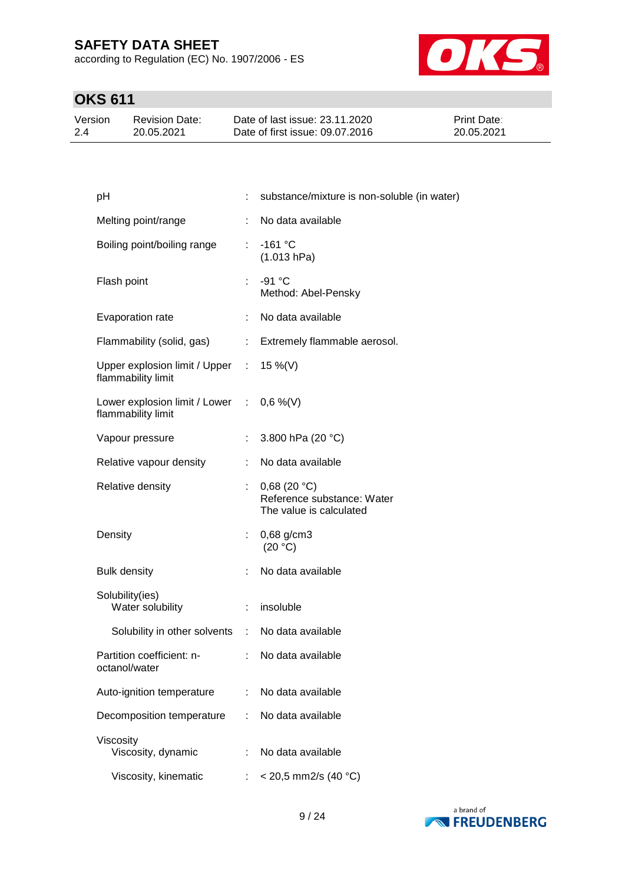| | | |
|---|---|---|
| pH | : | substance/mixture is non-soluble (in water) |
| Melting point/range | : | No data available |
| Boiling point/boiling range | : | -161 °C<br>(1.013 hPa) |
| Flash point | : | -91 °C<br>Method: Abel-Pensky |
| Evaporation rate | : | No data available |
| Flammability (solid, gas) | : | Extremely flammable aerosol. |
| Upper explosion limit / Upper flammability limit | : | 15 %(V) |
| Lower explosion limit / Lower flammability limit | : | 0,6 %(V) |
| Vapour pressure | : | 3.800 hPa (20 °C) |
| Relative vapour density | : | No data available |
| Relative density | : | 0,68 (20 °C)<br>Reference substance: Water<br>The value is calculated |
| Density | : | 0,68 g/cm3<br>(20 °C) |
| Bulk density | : | No data available |
| Solubility(ies)<br>Water solubility | : | insoluble |
| Solubility in other solvents | : | No data available |
| Partition coefficient: n-octanol/water | : | No data available |
| Auto-ignition temperature | : | No data available |
| Decomposition temperature | : | No data available |
| Viscosity<br>Viscosity, dynamic | : | No data available |
| Viscosity, kinematic | : | < 20,5 mm2/s (40 °C) |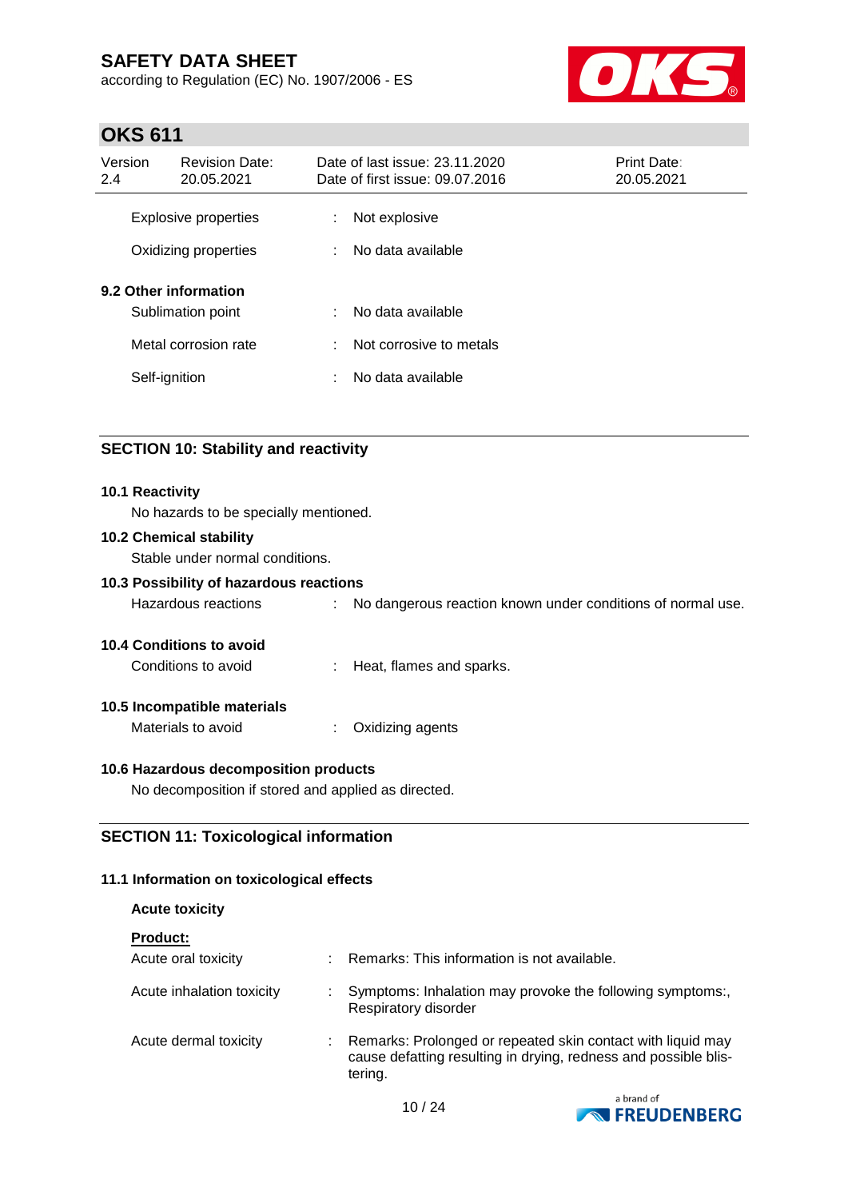| | | |
|---|---|---|
| Explosive properties | : | Not explosive |
| Oxidizing properties | : | No data available |

**9.2 Other information**

| | | |
|---|---|---|
| Sublimation point | : | No data available |
| Metal corrosion rate | : | Not corrosive to metals |
| Self-ignition | : | No data available |

## SECTION 10: Stability and reactivity

**10.1 Reactivity**

No hazards to be specially mentioned.

**10.2 Chemical stability**

Stable under normal conditions.

**10.3 Possibility of hazardous reactions**

Hazardous reactions : No dangerous reaction known under conditions of normal use.

**10.4 Conditions to avoid**

Conditions to avoid : Heat, flames and sparks.

**10.5 Incompatible materials**

Materials to avoid : Oxidizing agents

**10.6 Hazardous decomposition products**

No decomposition if stored and applied as directed.

## SECTION 11: Toxicological information

**11.1 Information on toxicological effects**

**Acute toxicity**

**Product:**

| | | |
|---|---|---|
| Acute oral toxicity | : | Remarks: This information is not available. |
| Acute inhalation toxicity | : | Symptoms: Inhalation may provoke the following symptoms:, Respiratory disorder |
| Acute dermal toxicity | : | Remarks: Prolonged or repeated skin contact with liquid may cause defatting resulting in drying, redness and possible blistering. |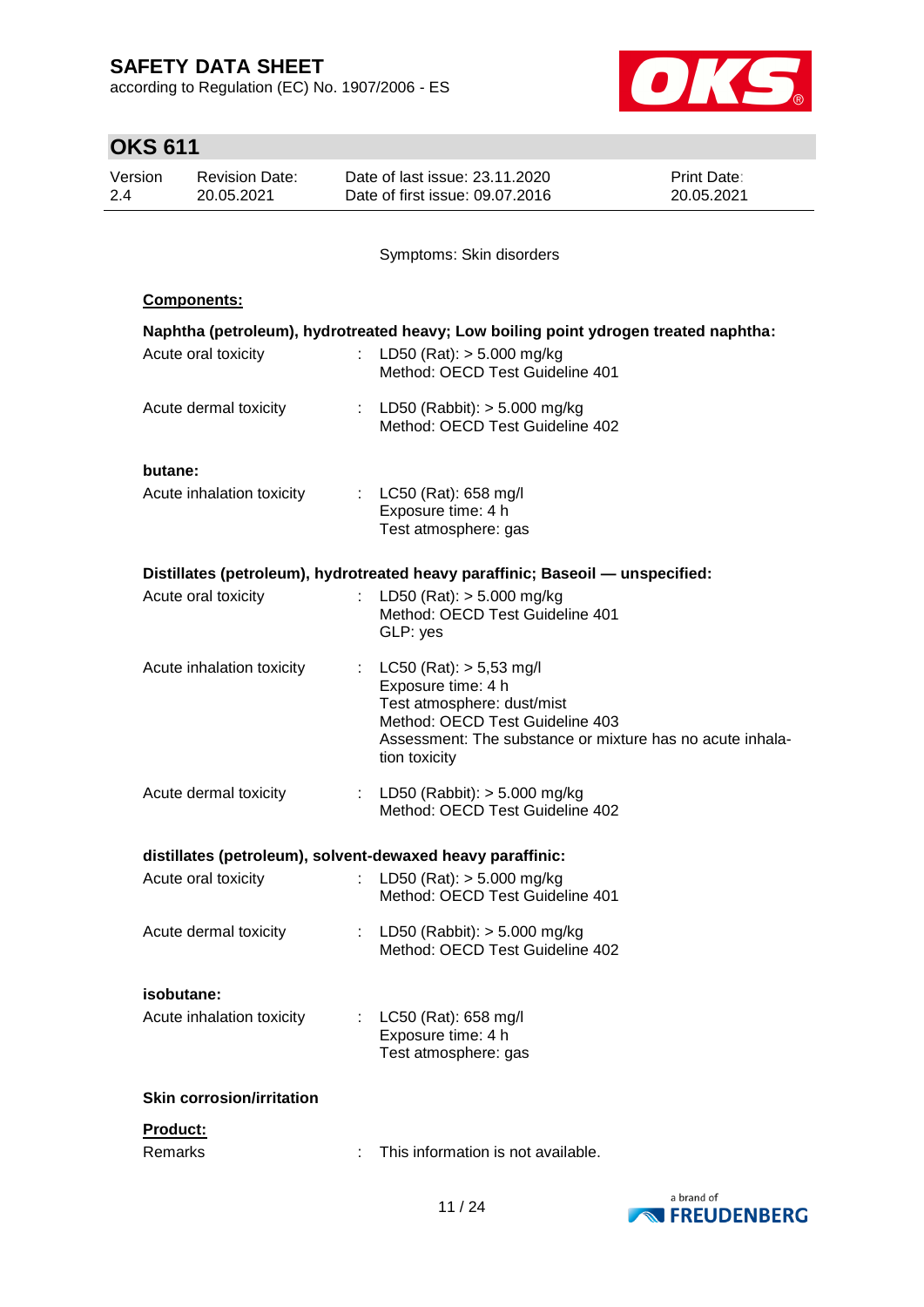Symptoms: Skin disorders

**Components:**

**Naphtha (petroleum), hydrotreated heavy; Low boiling point ydrogen treated naphtha:**

| | | |
|---|---|---|
| Acute oral toxicity | : | LD50 (Rat): > 5.000 mg/kg<br>Method: OECD Test Guideline 401 |
| Acute dermal toxicity | : | LD50 (Rabbit): > 5.000 mg/kg<br>Method: OECD Test Guideline 402 |

**butane:**

| | | |
|---|---|---|
| Acute inhalation toxicity | : | LC50 (Rat): 658 mg/l<br>Exposure time: 4 h<br>Test atmosphere: gas |

**Distillates (petroleum), hydrotreated heavy paraffinic; Baseoil — unspecified:**

| | | |
|---|---|---|
| Acute oral toxicity | : | LD50 (Rat): > 5.000 mg/kg<br>Method: OECD Test Guideline 401<br>GLP: yes |
| Acute inhalation toxicity | : | LC50 (Rat): > 5,53 mg/l<br>Exposure time: 4 h<br>Test atmosphere: dust/mist<br>Method: OECD Test Guideline 403<br>Assessment: The substance or mixture has no acute inhalation toxicity |
| Acute dermal toxicity | : | LD50 (Rabbit): > 5.000 mg/kg<br>Method: OECD Test Guideline 402 |

**distillates (petroleum), solvent-dewaxed heavy paraffinic:**

| | | |
|---|---|---|
| Acute oral toxicity | : | LD50 (Rat): > 5.000 mg/kg<br>Method: OECD Test Guideline 401 |
| Acute dermal toxicity | : | LD50 (Rabbit): > 5.000 mg/kg<br>Method: OECD Test Guideline 402 |

**isobutane:**

| | | |
|---|---|---|
| Acute inhalation toxicity | : | LC50 (Rat): 658 mg/l<br>Exposure time: 4 h<br>Test atmosphere: gas |

**Skin corrosion/irritation**

**Product:**

| | | |
|---|---|---|
| Remarks | : | This information is not available. |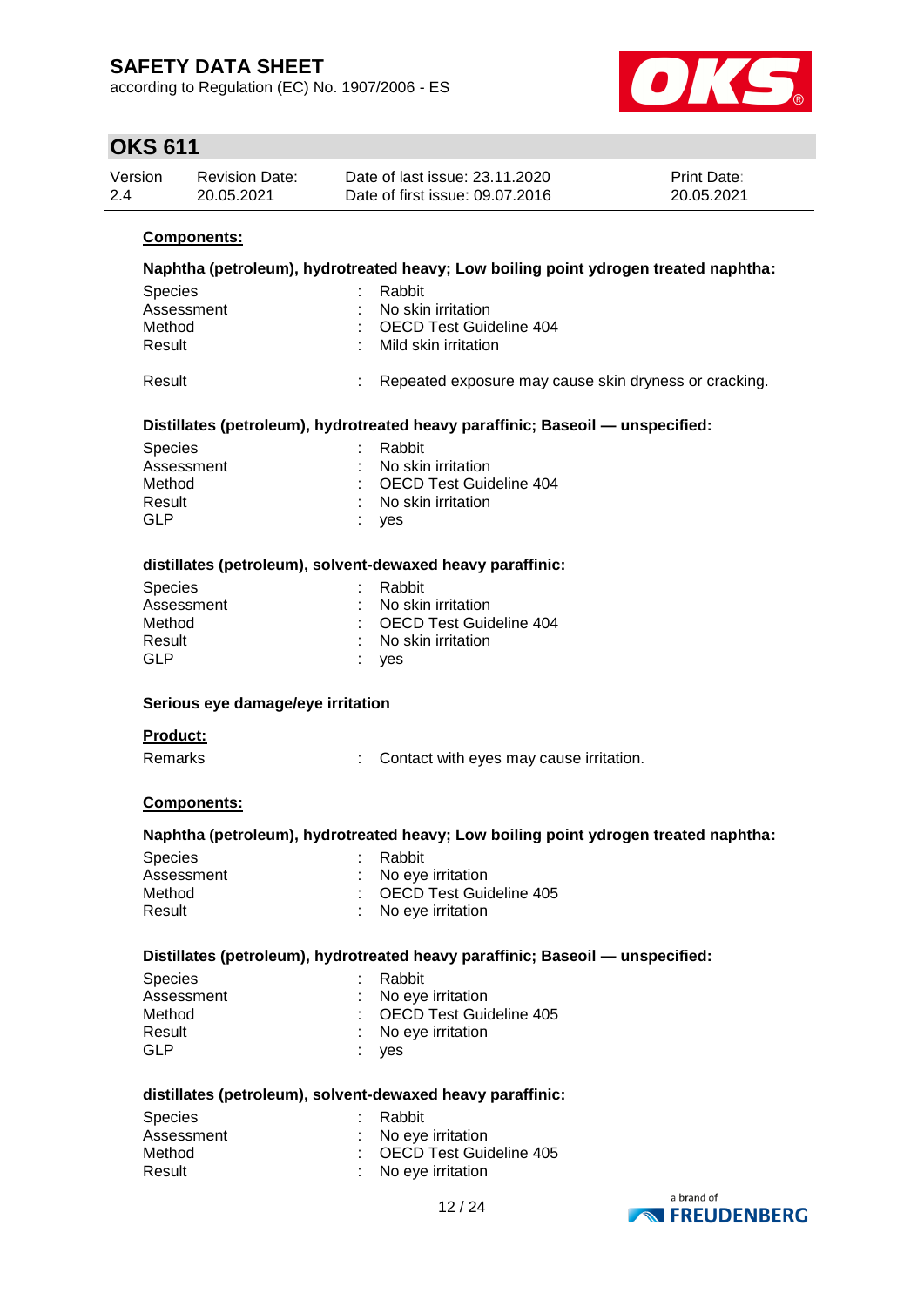**Components:**

**Naphtha (petroleum), hydrotreated heavy; Low boiling point ydrogen treated naphtha:**

| | | |
|---|---|---|
| Species | : | Rabbit |
| Assessment | : | No skin irritation |
| Method | : | OECD Test Guideline 404 |
| Result | : | Mild skin irritation |
| Result | : | Repeated exposure may cause skin dryness or cracking. |

**Distillates (petroleum), hydrotreated heavy paraffinic; Baseoil — unspecified:**

| | | |
|---|---|---|
| Species | : | Rabbit |
| Assessment | : | No skin irritation |
| Method | : | OECD Test Guideline 404 |
| Result | : | No skin irritation |
| GLP | : | yes |

**distillates (petroleum), solvent-dewaxed heavy paraffinic:**

| | | |
|---|---|---|
| Species | : | Rabbit |
| Assessment | : | No skin irritation |
| Method | : | OECD Test Guideline 404 |
| Result | : | No skin irritation |
| GLP | : | yes |

**Serious eye damage/eye irritation**

**Product:**

| | | |
|---|---|---|
| Remarks | : | Contact with eyes may cause irritation. |

**Components:**

**Naphtha (petroleum), hydrotreated heavy; Low boiling point ydrogen treated naphtha:**

| | | |
|---|---|---|
| Species | : | Rabbit |
| Assessment | : | No eye irritation |
| Method | : | OECD Test Guideline 405 |
| Result | : | No eye irritation |

**Distillates (petroleum), hydrotreated heavy paraffinic; Baseoil — unspecified:**

| | | |
|---|---|---|
| Species | : | Rabbit |
| Assessment | : | No eye irritation |
| Method | : | OECD Test Guideline 405 |
| Result | : | No eye irritation |
| GLP | : | yes |

**distillates (petroleum), solvent-dewaxed heavy paraffinic:**

| | | |
|---|---|---|
| Species | : | Rabbit |
| Assessment | : | No eye irritation |
| Method | : | OECD Test Guideline 405 |
| Result | : | No eye irritation |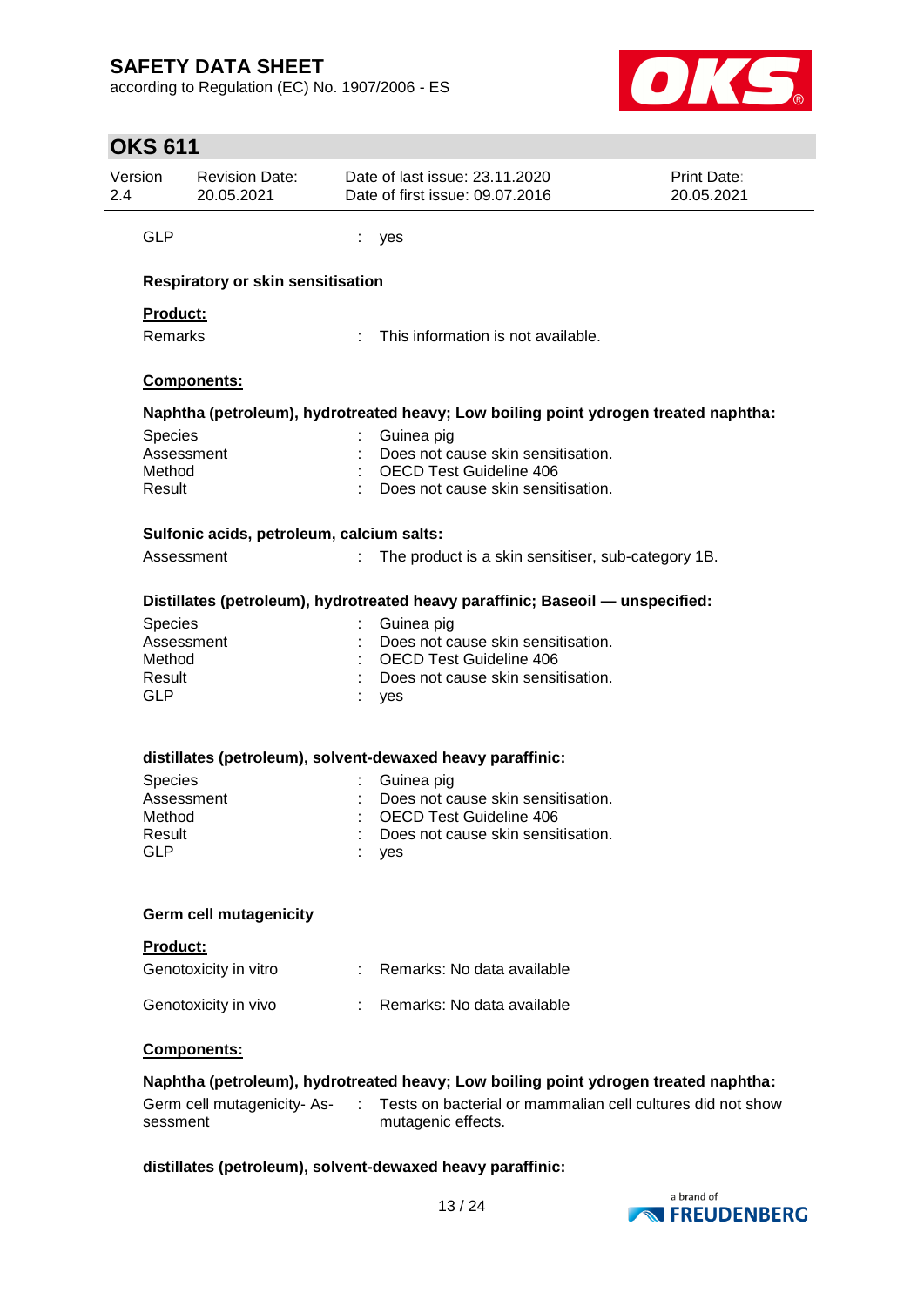GLP : yes

**Respiratory or skin sensitisation**

**Product:**

Remarks : This information is not available.

**Components:**

**Naphtha (petroleum), hydrotreated heavy; Low boiling point ydrogen treated naphtha:**

Species : Guinea pig
Assessment : Does not cause skin sensitisation.
Method : OECD Test Guideline 406
Result : Does not cause skin sensitisation.

**Sulfonic acids, petroleum, calcium salts:**

Assessment : The product is a skin sensitiser, sub-category 1B.

**Distillates (petroleum), hydrotreated heavy paraffinic; Baseoil — unspecified:**

Species : Guinea pig
Assessment : Does not cause skin sensitisation.
Method : OECD Test Guideline 406
Result : Does not cause skin sensitisation.
GLP : yes

**distillates (petroleum), solvent-dewaxed heavy paraffinic:**

Species : Guinea pig
Assessment : Does not cause skin sensitisation.
Method : OECD Test Guideline 406
Result : Does not cause skin sensitisation.
GLP : yes

**Germ cell mutagenicity**

**Product:**

Genotoxicity in vitro : Remarks: No data available

Genotoxicity in vivo : Remarks: No data available

**Components:**

**Naphtha (petroleum), hydrotreated heavy; Low boiling point ydrogen treated naphtha:**

Germ cell mutagenicity- Assessment : Tests on bacterial or mammalian cell cultures did not show mutagenic effects.

**distillates (petroleum), solvent-dewaxed heavy paraffinic:**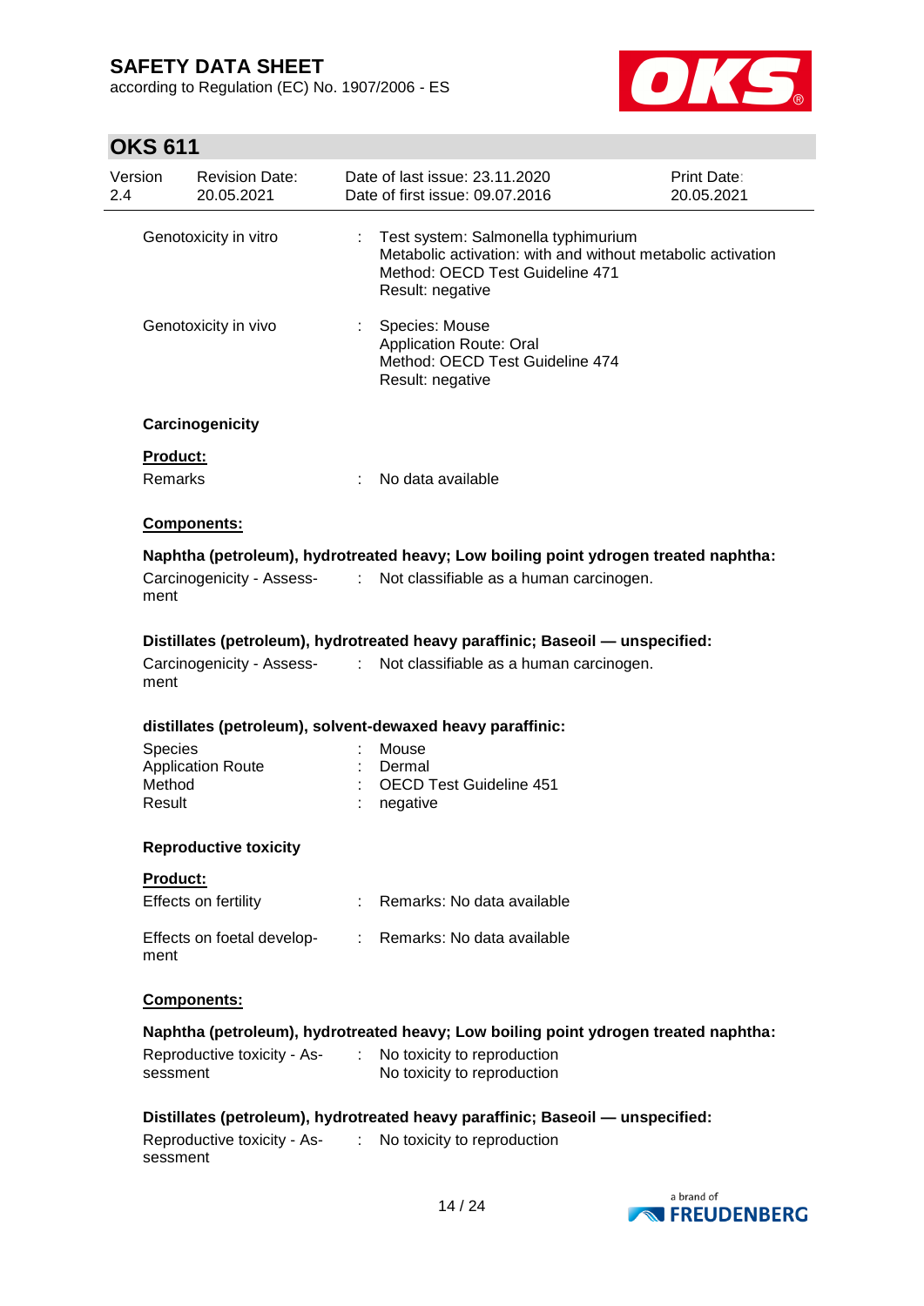Genotoxicity in vitro : Test system: Salmonella typhimurium
Metabolic activation: with and without metabolic activation
Method: OECD Test Guideline 471
Result: negative

Genotoxicity in vivo : Species: Mouse
Application Route: Oral
Method: OECD Test Guideline 474
Result: negative

**Carcinogenicity**

**Product:**

Remarks : No data available

**Components:**

**Naphtha (petroleum), hydrotreated heavy; Low boiling point ydrogen treated naphtha:**

Carcinogenicity - Assessment : Not classifiable as a human carcinogen.

**Distillates (petroleum), hydrotreated heavy paraffinic; Baseoil — unspecified:**

Carcinogenicity - Assessment : Not classifiable as a human carcinogen.

**distillates (petroleum), solvent-dewaxed heavy paraffinic:**

Species : Mouse
Application Route : Dermal
Method : OECD Test Guideline 451
Result : negative

**Reproductive toxicity**

**Product:**

Effects on fertility : Remarks: No data available

Effects on foetal development : Remarks: No data available

**Components:**

**Naphtha (petroleum), hydrotreated heavy; Low boiling point ydrogen treated naphtha:**

Reproductive toxicity - Assessment : No toxicity to reproduction
No toxicity to reproduction

**Distillates (petroleum), hydrotreated heavy paraffinic; Baseoil — unspecified:**

Reproductive toxicity - Assessment : No toxicity to reproduction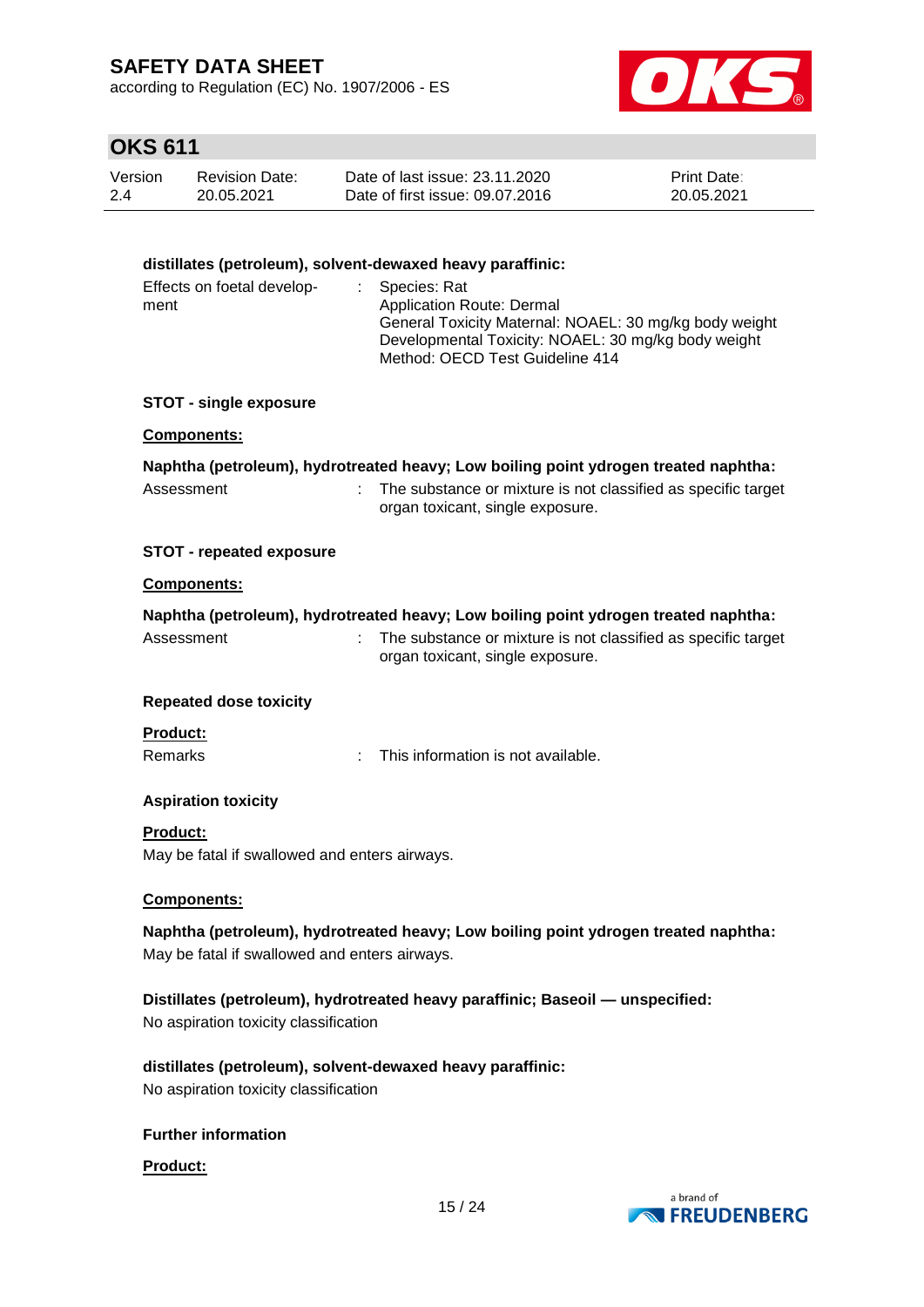**distillates (petroleum), solvent-dewaxed heavy paraffinic:**

| | | |
|---|---|---|
| Effects on foetal development | : | Species: Rat<br>Application Route: Dermal<br>General Toxicity Maternal: NOAEL: 30 mg/kg body weight<br>Developmental Toxicity: NOAEL: 30 mg/kg body weight<br>Method: OECD Test Guideline 414 |

**STOT - single exposure**

**Components:**

**Naphtha (petroleum), hydrotreated heavy; Low boiling point ydrogen treated naphtha:**

| | | |
|---|---|---|
| Assessment | : | The substance or mixture is not classified as specific target organ toxicant, single exposure. |

**STOT - repeated exposure**

**Components:**

**Naphtha (petroleum), hydrotreated heavy; Low boiling point ydrogen treated naphtha:**

| | | |
|---|---|---|
| Assessment | : | The substance or mixture is not classified as specific target organ toxicant, single exposure. |

**Repeated dose toxicity**

**Product:**

| | | |
|---|---|---|
| Remarks | : | This information is not available. |

**Aspiration toxicity**

**Product:**

May be fatal if swallowed and enters airways.

**Components:**

**Naphtha (petroleum), hydrotreated heavy; Low boiling point ydrogen treated naphtha:**

May be fatal if swallowed and enters airways.

**Distillates (petroleum), hydrotreated heavy paraffinic; Baseoil — unspecified:**

No aspiration toxicity classification

**distillates (petroleum), solvent-dewaxed heavy paraffinic:**

No aspiration toxicity classification

**Further information**

**Product:**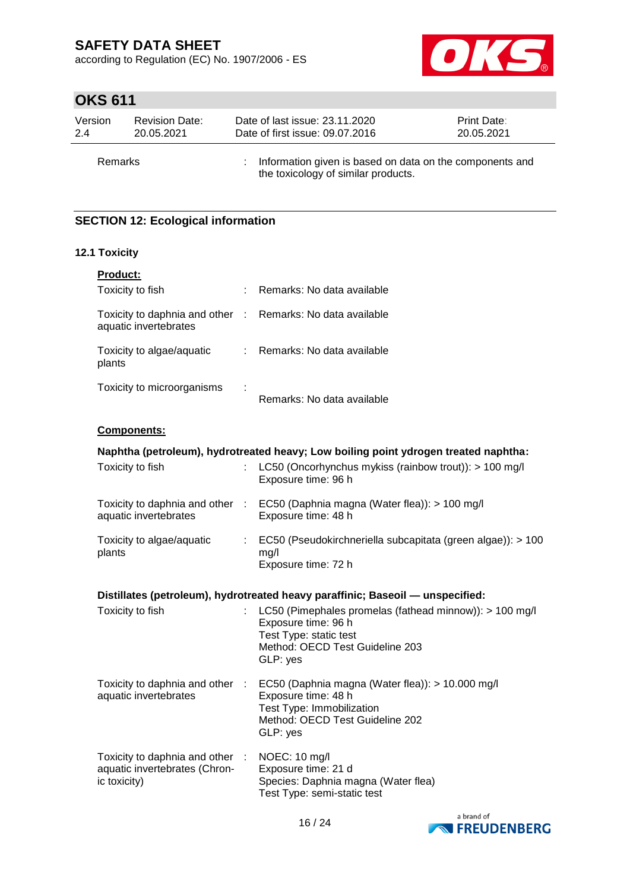Remarks : Information given is based on data on the components and the toxicology of similar products.

## SECTION 12: Ecological information

### 12.1 Toxicity

**Product:**

| | | |
|---|---|---|
| Toxicity to fish | : | Remarks: No data available |
| Toxicity to daphnia and other aquatic invertebrates | : | Remarks: No data available |
| Toxicity to algae/aquatic plants | : | Remarks: No data available |
| Toxicity to microorganisms | : | Remarks: No data available |

**Components:**

**Naphtha (petroleum), hydrotreated heavy; Low boiling point ydrogen treated naphtha:**

| | | |
|---|---|---|
| Toxicity to fish | : | LC50 (Oncorhynchus mykiss (rainbow trout)): > 100 mg/l<br>Exposure time: 96 h |
| Toxicity to daphnia and other aquatic invertebrates | : | EC50 (Daphnia magna (Water flea)): > 100 mg/l<br>Exposure time: 48 h |
| Toxicity to algae/aquatic plants | : | EC50 (Pseudokirchneriella subcapitata (green algae)): > 100 mg/l<br>Exposure time: 72 h |

**Distillates (petroleum), hydrotreated heavy paraffinic; Baseoil — unspecified:**

| | | |
|---|---|---|
| Toxicity to fish | : | LC50 (Pimephales promelas (fathead minnow)): > 100 mg/l<br>Exposure time: 96 h<br>Test Type: static test<br>Method: OECD Test Guideline 203<br>GLP: yes |
| Toxicity to daphnia and other aquatic invertebrates | : | EC50 (Daphnia magna (Water flea)): > 10.000 mg/l<br>Exposure time: 48 h<br>Test Type: Immobilization<br>Method: OECD Test Guideline 202<br>GLP: yes |
| Toxicity to daphnia and other aquatic invertebrates (Chronic toxicity) | : | NOEC: 10 mg/l<br>Exposure time: 21 d<br>Species: Daphnia magna (Water flea)<br>Test Type: semi-static test |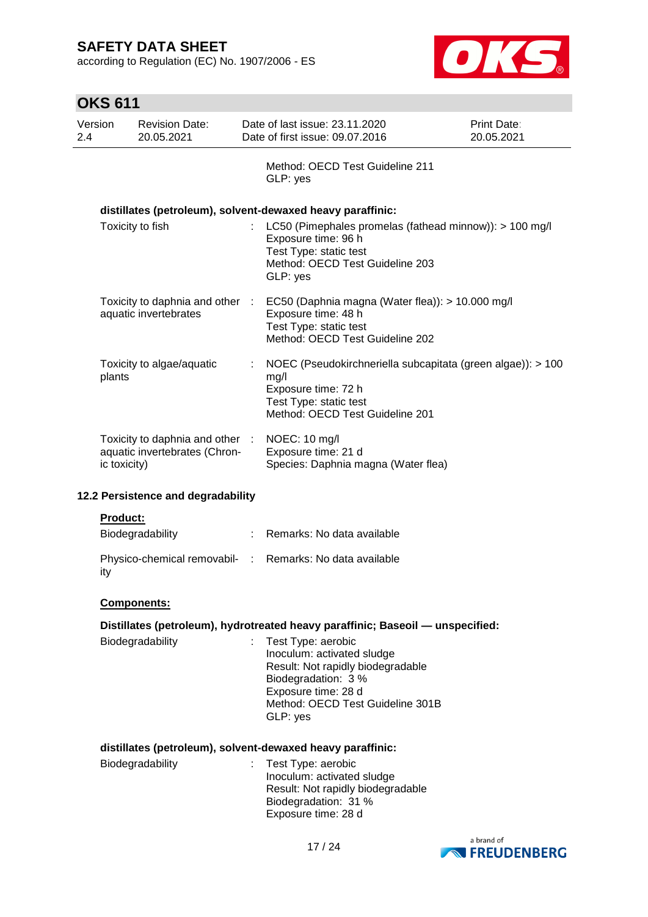Method: OECD Test Guideline 211
GLP: yes

**distillates (petroleum), solvent-dewaxed heavy paraffinic:**

| | | |
|---|---|---|
| Toxicity to fish | : | LC50 (Pimephales promelas (fathead minnow)): > 100 mg/l<br>Exposure time: 96 h<br>Test Type: static test<br>Method: OECD Test Guideline 203<br>GLP: yes |
| Toxicity to daphnia and other aquatic invertebrates | : | EC50 (Daphnia magna (Water flea)): > 10.000 mg/l<br>Exposure time: 48 h<br>Test Type: static test<br>Method: OECD Test Guideline 202 |
| Toxicity to algae/aquatic plants | : | NOEC (Pseudokirchneriella subcapitata (green algae)): > 100 mg/l<br>Exposure time: 72 h<br>Test Type: static test<br>Method: OECD Test Guideline 201 |
| Toxicity to daphnia and other aquatic invertebrates (Chronic toxicity) | : | NOEC: 10 mg/l<br>Exposure time: 21 d<br>Species: Daphnia magna (Water flea) |

### 12.2 Persistence and degradability

**Product:**

| | | |
|---|---|---|
| Biodegradability | : | Remarks: No data available |
| Physico-chemical removability | : | Remarks: No data available |

**Components:**

**Distillates (petroleum), hydrotreated heavy paraffinic; Baseoil — unspecified:**

| | | |
|---|---|---|
| Biodegradability | : | Test Type: aerobic<br>Inoculum: activated sludge<br>Result: Not rapidly biodegradable<br>Biodegradation: 3 %<br>Exposure time: 28 d<br>Method: OECD Test Guideline 301B<br>GLP: yes |

**distillates (petroleum), solvent-dewaxed heavy paraffinic:**

| | | |
|---|---|---|
| Biodegradability | : | Test Type: aerobic<br>Inoculum: activated sludge<br>Result: Not rapidly biodegradable<br>Biodegradation: 31 %<br>Exposure time: 28 d |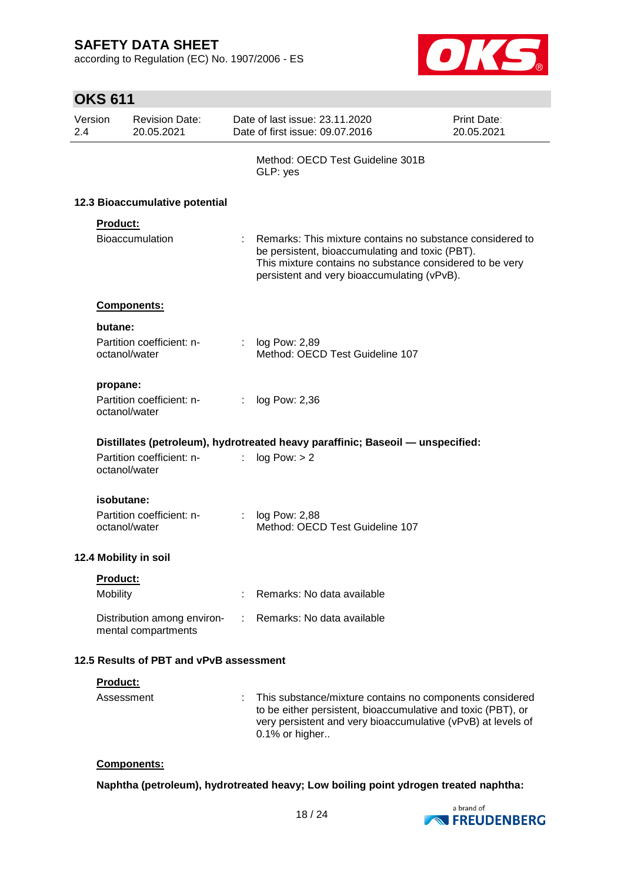Method: OECD Test Guideline 301B
GLP: yes

### 12.3 Bioaccumulative potential

**Product:**

| | | |
|---|---|---|
| Bioaccumulation | : | Remarks: This mixture contains no substance considered to be persistent, bioaccumulating and toxic (PBT). This mixture contains no substance considered to be very persistent and very bioaccumulating (vPvB). |

**Components:**

**butane:**

| | | |
|---|---|---|
| Partition coefficient: n-octanol/water | : | log Pow: 2,89 Method: OECD Test Guideline 107 |

**propane:**

| | | |
|---|---|---|
| Partition coefficient: n-octanol/water | : | log Pow: 2,36 |

**Distillates (petroleum), hydrotreated heavy paraffinic; Baseoil — unspecified:**

| | | |
|---|---|---|
| Partition coefficient: n-octanol/water | : | log Pow: > 2 |

**isobutane:**

| | | |
|---|---|---|
| Partition coefficient: n-octanol/water | : | log Pow: 2,88 Method: OECD Test Guideline 107 |

### 12.4 Mobility in soil

**Product:**

| | | |
|---|---|---|
| Mobility | : | Remarks: No data available |
| Distribution among environmental compartments | : | Remarks: No data available |

### 12.5 Results of PBT and vPvB assessment

**Product:**

| | | |
|---|---|---|
| Assessment | : | This substance/mixture contains no components considered to be either persistent, bioaccumulative and toxic (PBT), or very persistent and very bioaccumulative (vPvB) at levels of 0.1% or higher.. |

**Components:**

**Naphtha (petroleum), hydrotreated heavy; Low boiling point ydrogen treated naphtha:**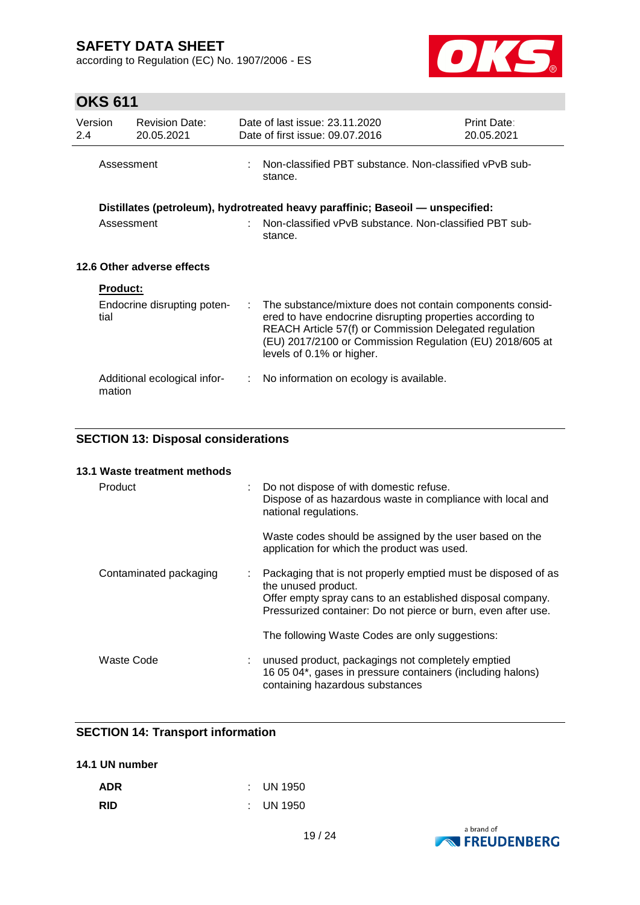Assessment : Non-classified PBT substance. Non-classified vPvB substance.

**Distillates (petroleum), hydrotreated heavy paraffinic; Baseoil — unspecified:**

Assessment : Non-classified vPvB substance. Non-classified PBT substance.

### 12.6 Other adverse effects

**Product:**

Endocrine disrupting potential : The substance/mixture does not contain components considered to have endocrine disrupting properties according to REACH Article 57(f) or Commission Delegated regulation (EU) 2017/2100 or Commission Regulation (EU) 2018/605 at levels of 0.1% or higher.

Additional ecological information : No information on ecology is available.

## SECTION 13: Disposal considerations

### 13.1 Waste treatment methods

Product : Do not dispose of with domestic refuse.
Dispose of as hazardous waste in compliance with local and national regulations.

Waste codes should be assigned by the user based on the application for which the product was used.

Contaminated packaging : Packaging that is not properly emptied must be disposed of as the unused product.
Offer empty spray cans to an established disposal company.
Pressurized container: Do not pierce or burn, even after use.

The following Waste Codes are only suggestions:

Waste Code : unused product, packagings not completely emptied
16 05 04*, gases in pressure containers (including halons) containing hazardous substances

## SECTION 14: Transport information

### 14.1 UN number

**ADR** : UN 1950

**RID** : UN 1950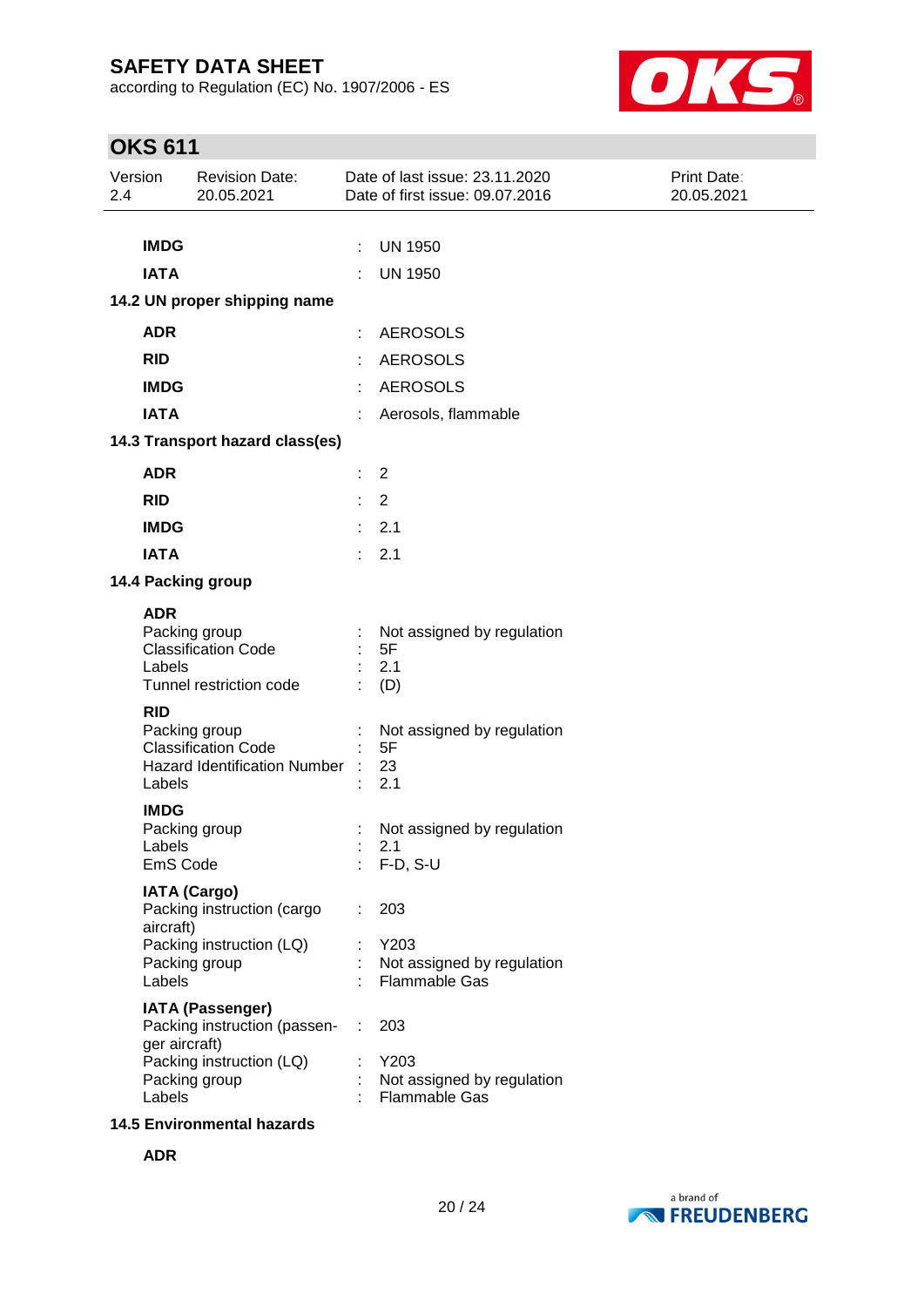| | | |
|---|---|---|
| **IMDG** | : | UN 1950 |
| **IATA** | : | UN 1950 |

### 14.2 UN proper shipping name

| | | |
|---|---|---|
| **ADR** | : | AEROSOLS |
| **RID** | : | AEROSOLS |
| **IMDG** | : | AEROSOLS |
| **IATA** | : | Aerosols, flammable |

### 14.3 Transport hazard class(es)

| | | |
|---|---|---|
| **ADR** | : | 2 |
| **RID** | : | 2 |
| **IMDG** | : | 2.1 |
| **IATA** | : | 2.1 |

### 14.4 Packing group

**ADR**

| | | |
|---|---|---|
| Packing group | : | Not assigned by regulation |
| Classification Code | : | 5F |
| Labels | : | 2.1 |
| Tunnel restriction code | : | (D) |

**RID**

| | | |
|---|---|---|
| Packing group | : | Not assigned by regulation |
| Classification Code | : | 5F |
| Hazard Identification Number | : | 23 |
| Labels | : | 2.1 |

**IMDG**

| | | |
|---|---|---|
| Packing group | : | Not assigned by regulation |
| Labels | : | 2.1 |
| EmS Code | : | F-D, S-U |

**IATA (Cargo)**

| | | |
|---|---|---|
| Packing instruction (cargo aircraft) | : | 203 |
| Packing instruction (LQ) | : | Y203 |
| Packing group | : | Not assigned by regulation |
| Labels | : | Flammable Gas |

**IATA (Passenger)**

| | | |
|---|---|---|
| Packing instruction (passenger aircraft) | : | 203 |
| Packing instruction (LQ) | : | Y203 |
| Packing group | : | Not assigned by regulation |
| Labels | : | Flammable Gas |

### 14.5 Environmental hazards

**ADR**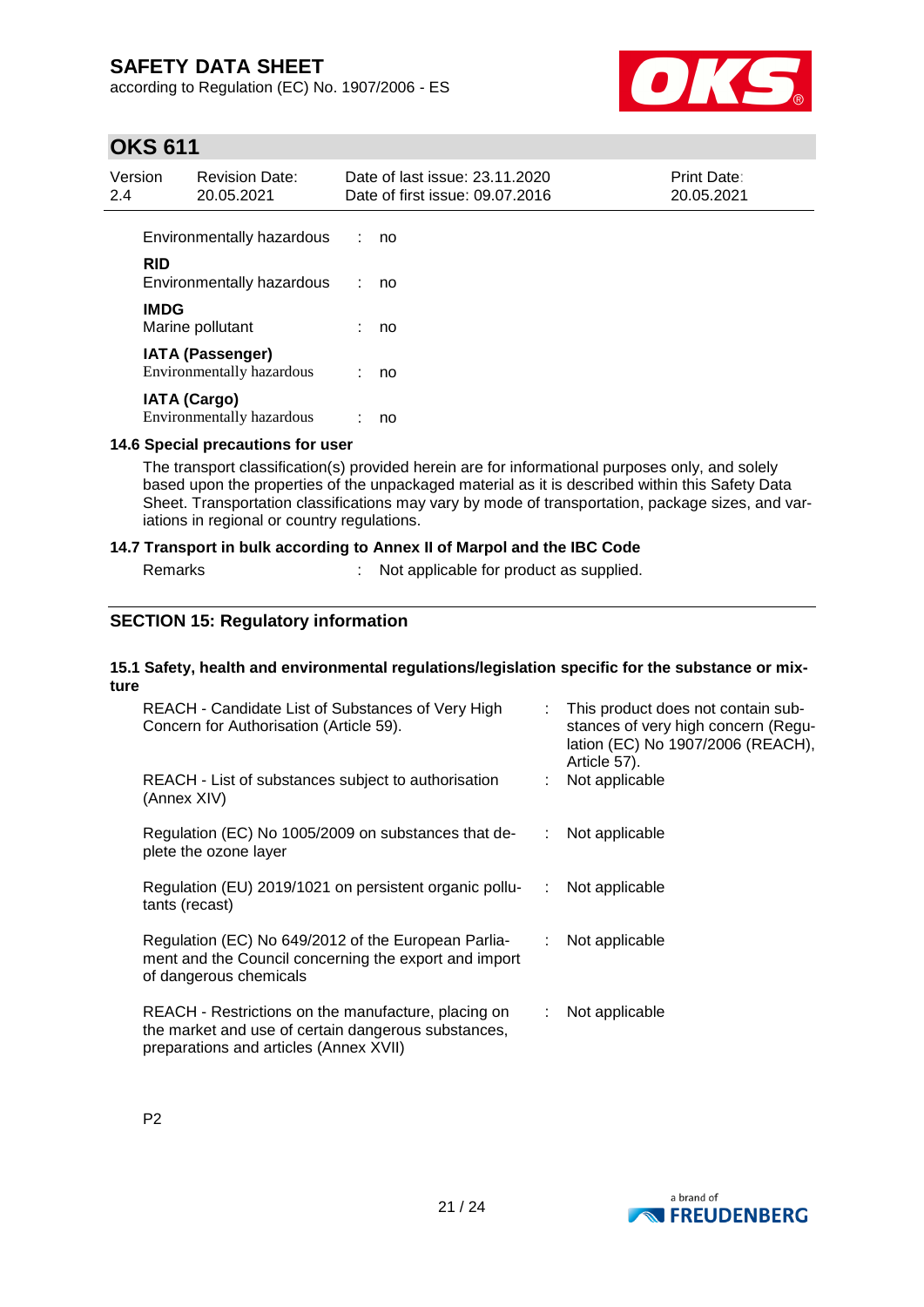| | | |
|---|---|---|
| Environmentally hazardous | : | no |
| **RID** | | |
| Environmentally hazardous | : | no |
| **IMDG** | | |
| Marine pollutant | : | no |
| **IATA (Passenger)** | | |
| Environmentally hazardous | : | no |
| **IATA (Cargo)** | | |
| Environmentally hazardous | : | no |

**14.6 Special precautions for user**

The transport classification(s) provided herein are for informational purposes only, and solely based upon the properties of the unpackaged material as it is described within this Safety Data Sheet. Transportation classifications may vary by mode of transportation, package sizes, and variations in regional or country regulations.

**14.7 Transport in bulk according to Annex II of Marpol and the IBC Code**

| | | |
|---|---|---|
| Remarks | : | Not applicable for product as supplied. |

## SECTION 15: Regulatory information

**15.1 Safety, health and environmental regulations/legislation specific for the substance or mixture**

| | | |
|---|---|---|
| REACH - Candidate List of Substances of Very High Concern for Authorisation (Article 59). | : | This product does not contain substances of very high concern (Regulation (EC) No 1907/2006 (REACH), Article 57). |
| REACH - List of substances subject to authorisation (Annex XIV) | : | Not applicable |
| Regulation (EC) No 1005/2009 on substances that deplete the ozone layer | : | Not applicable |
| Regulation (EU) 2019/1021 on persistent organic pollutants (recast) | : | Not applicable |
| Regulation (EC) No 649/2012 of the European Parliament and the Council concerning the export and import of dangerous chemicals | : | Not applicable |
| REACH - Restrictions on the manufacture, placing on the market and use of certain dangerous substances, preparations and articles (Annex XVII) | : | Not applicable |

P2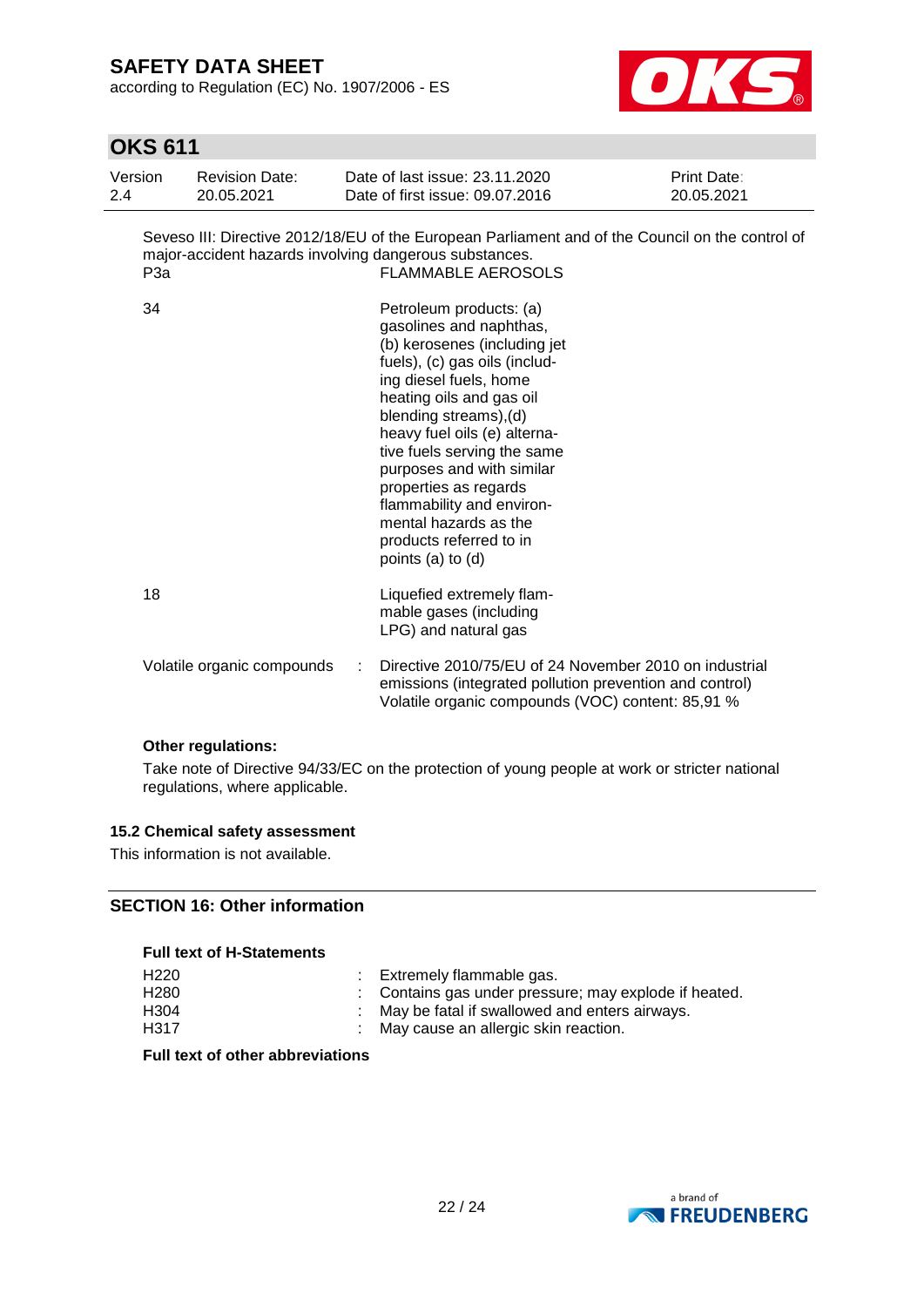Seveso III: Directive 2012/18/EU of the European Parliament and of the Council on the control of major-accident hazards involving dangerous substances.

| | |
|---|---|
| P3a | FLAMMABLE AEROSOLS |
| 34 | Petroleum products: (a) gasolines and naphthas, (b) kerosenes (including jet fuels), (c) gas oils (including diesel fuels, home heating oils and gas oil blending streams),(d) heavy fuel oils (e) alternative fuels serving the same purposes and with similar properties as regards flammability and environmental hazards as the products referred to in points (a) to (d) |
| 18 | Liquefied extremely flammable gases (including LPG) and natural gas |

Volatile organic compounds : Directive 2010/75/EU of 24 November 2010 on industrial emissions (integrated pollution prevention and control) Volatile organic compounds (VOC) content: 85,91 %

**Other regulations:**

Take note of Directive 94/33/EC on the protection of young people at work or stricter national regulations, where applicable.

### 15.2 Chemical safety assessment

This information is not available.

## SECTION 16: Other information

**Full text of H-Statements**

| | |
|---|---|
| H220 | : Extremely flammable gas. |
| H280 | : Contains gas under pressure; may explode if heated. |
| H304 | : May be fatal if swallowed and enters airways. |
| H317 | : May cause an allergic skin reaction. |

**Full text of other abbreviations**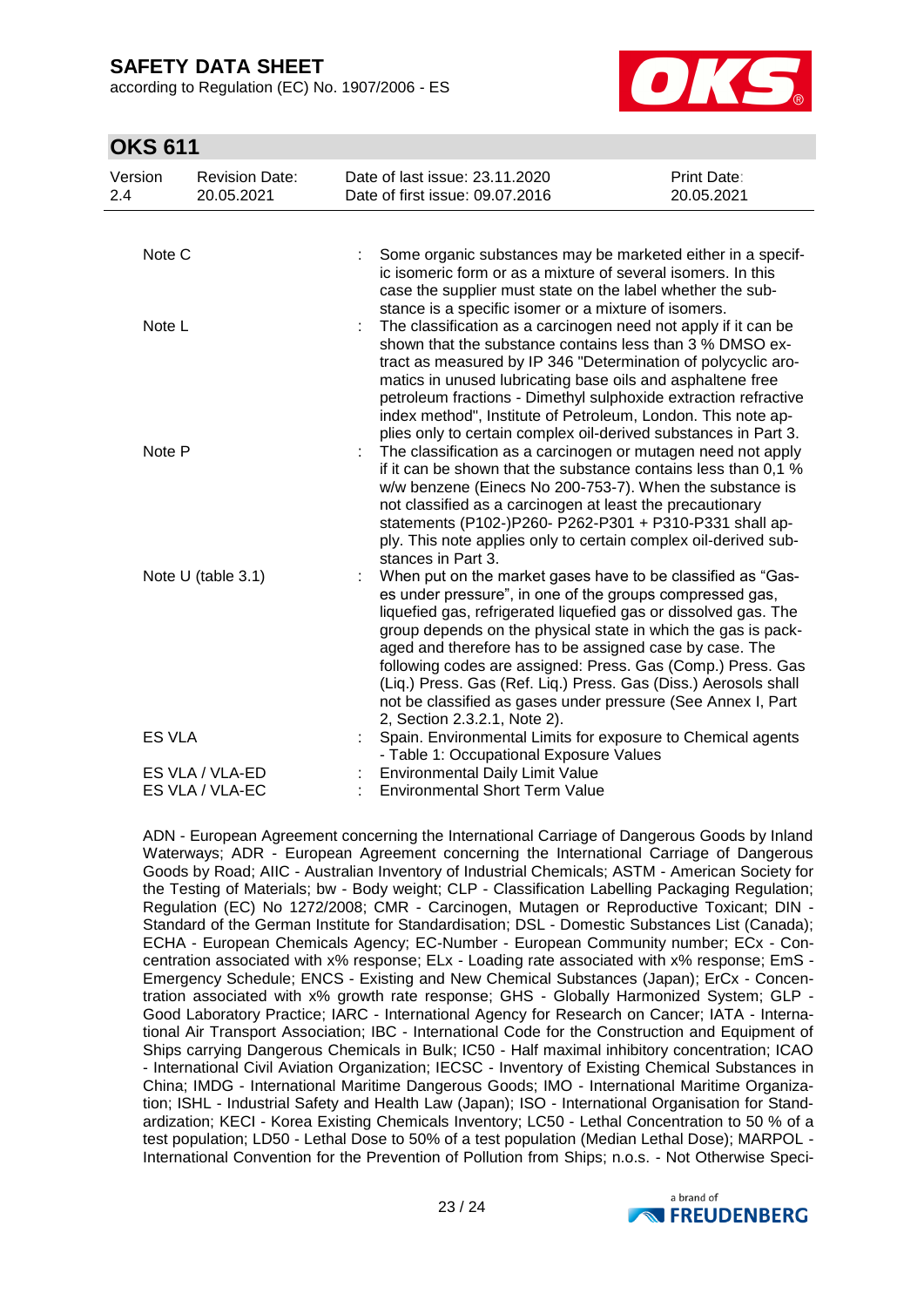| | | |
|---|---|---|
| Note C | : | Some organic substances may be marketed either in a specific isomeric form or as a mixture of several isomers. In this case the supplier must state on the label whether the substance is a specific isomer or a mixture of isomers. |
| Note L | : | The classification as a carcinogen need not apply if it can be shown that the substance contains less than 3 % DMSO extract as measured by IP 346 "Determination of polycyclic aromatics in unused lubricating base oils and asphaltene free petroleum fractions - Dimethyl sulphoxide extraction refractive index method", Institute of Petroleum, London. This note applies only to certain complex oil-derived substances in Part 3. |
| Note P | : | The classification as a carcinogen or mutagen need not apply if it can be shown that the substance contains less than 0,1 % w/w benzene (Einecs No 200-753-7). When the substance is not classified as a carcinogen at least the precautionary statements (P102-)P260- P262-P301 + P310-P331 shall apply. This note applies only to certain complex oil-derived substances in Part 3. |
| Note U (table 3.1) | : | When put on the market gases have to be classified as "Gases under pressure", in one of the groups compressed gas, liquefied gas, refrigerated liquefied gas or dissolved gas. The group depends on the physical state in which the gas is packaged and therefore has to be assigned case by case. The following codes are assigned: Press. Gas (Comp.) Press. Gas (Liq.) Press. Gas (Ref. Liq.) Press. Gas (Diss.) Aerosols shall not be classified as gases under pressure (See Annex I, Part 2, Section 2.3.2.1, Note 2). |
| ES VLA | : | Spain. Environmental Limits for exposure to Chemical agents - Table 1: Occupational Exposure Values |
| ES VLA / VLA-ED | : | Environmental Daily Limit Value |
| ES VLA / VLA-EC | : | Environmental Short Term Value |

ADN - European Agreement concerning the International Carriage of Dangerous Goods by Inland Waterways; ADR - European Agreement concerning the International Carriage of Dangerous Goods by Road; AIIC - Australian Inventory of Industrial Chemicals; ASTM - American Society for the Testing of Materials; bw - Body weight; CLP - Classification Labelling Packaging Regulation; Regulation (EC) No 1272/2008; CMR - Carcinogen, Mutagen or Reproductive Toxicant; DIN - Standard of the German Institute for Standardisation; DSL - Domestic Substances List (Canada); ECHA - European Chemicals Agency; EC-Number - European Community number; ECx - Concentration associated with x% response; ELx - Loading rate associated with x% response; EmS - Emergency Schedule; ENCS - Existing and New Chemical Substances (Japan); ErCx - Concentration associated with x% growth rate response; GHS - Globally Harmonized System; GLP - Good Laboratory Practice; IARC - International Agency for Research on Cancer; IATA - International Air Transport Association; IBC - International Code for the Construction and Equipment of Ships carrying Dangerous Chemicals in Bulk; IC50 - Half maximal inhibitory concentration; ICAO - International Civil Aviation Organization; IECSC - Inventory of Existing Chemical Substances in China; IMDG - International Maritime Dangerous Goods; IMO - International Maritime Organization; ISHL - Industrial Safety and Health Law (Japan); ISO - International Organisation for Standardization; KECI - Korea Existing Chemicals Inventory; LC50 - Lethal Concentration to 50 % of a test population; LD50 - Lethal Dose to 50% of a test population (Median Lethal Dose); MARPOL - International Convention for the Prevention of Pollution from Ships; n.o.s. - Not Otherwise Speci-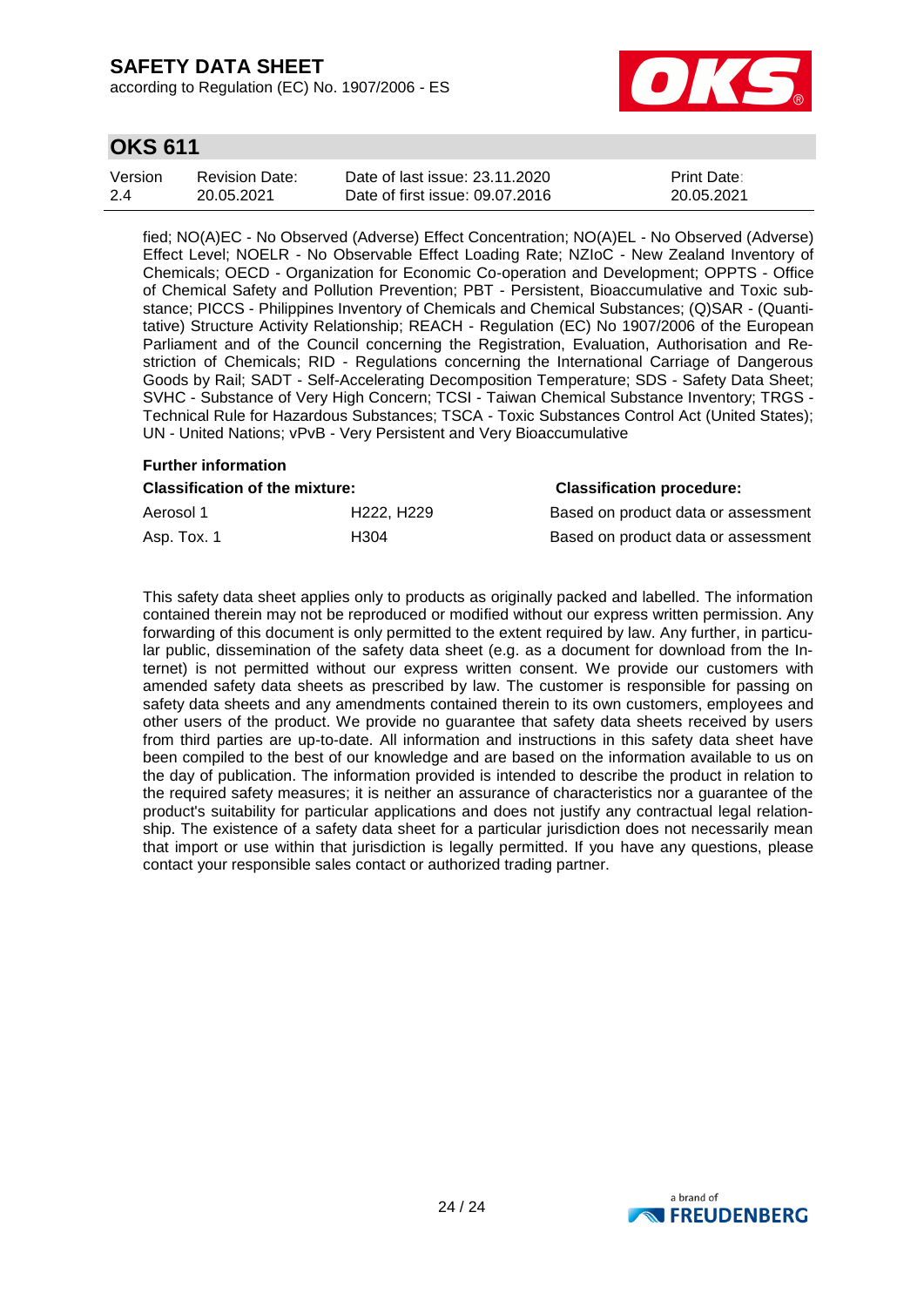fied; NO(A)EC - No Observed (Adverse) Effect Concentration; NO(A)EL - No Observed (Adverse) Effect Level; NOELR - No Observable Effect Loading Rate; NZIoC - New Zealand Inventory of Chemicals; OECD - Organization for Economic Co-operation and Development; OPPTS - Office of Chemical Safety and Pollution Prevention; PBT - Persistent, Bioaccumulative and Toxic substance; PICCS - Philippines Inventory of Chemicals and Chemical Substances; (Q)SAR - (Quantitative) Structure Activity Relationship; REACH - Regulation (EC) No 1907/2006 of the European Parliament and of the Council concerning the Registration, Evaluation, Authorisation and Restriction of Chemicals; RID - Regulations concerning the International Carriage of Dangerous Goods by Rail; SADT - Self-Accelerating Decomposition Temperature; SDS - Safety Data Sheet; SVHC - Substance of Very High Concern; TCSI - Taiwan Chemical Substance Inventory; TRGS - Technical Rule for Hazardous Substances; TSCA - Toxic Substances Control Act (United States); UN - United Nations; vPvB - Very Persistent and Very Bioaccumulative

**Further information**

| **Classification of the mixture:** | | **Classification procedure:** |
|---|---|---|
| Aerosol 1 | H222, H229 | Based on product data or assessment |
| Asp. Tox. 1 | H304 | Based on product data or assessment |

This safety data sheet applies only to products as originally packed and labelled. The information contained therein may not be reproduced or modified without our express written permission. Any forwarding of this document is only permitted to the extent required by law. Any further, in particular public, dissemination of the safety data sheet (e.g. as a document for download from the Internet) is not permitted without our express written consent. We provide our customers with amended safety data sheets as prescribed by law. The customer is responsible for passing on safety data sheets and any amendments contained therein to its own customers, employees and other users of the product. We provide no guarantee that safety data sheets received by users from third parties are up-to-date. All information and instructions in this safety data sheet have been compiled to the best of our knowledge and are based on the information available to us on the day of publication. The information provided is intended to describe the product in relation to the required safety measures; it is neither an assurance of characteristics nor a guarantee of the product's suitability for particular applications and does not justify any contractual legal relationship. The existence of a safety data sheet for a particular jurisdiction does not necessarily mean that import or use within that jurisdiction is legally permitted. If you have any questions, please contact your responsible sales contact or authorized trading partner.